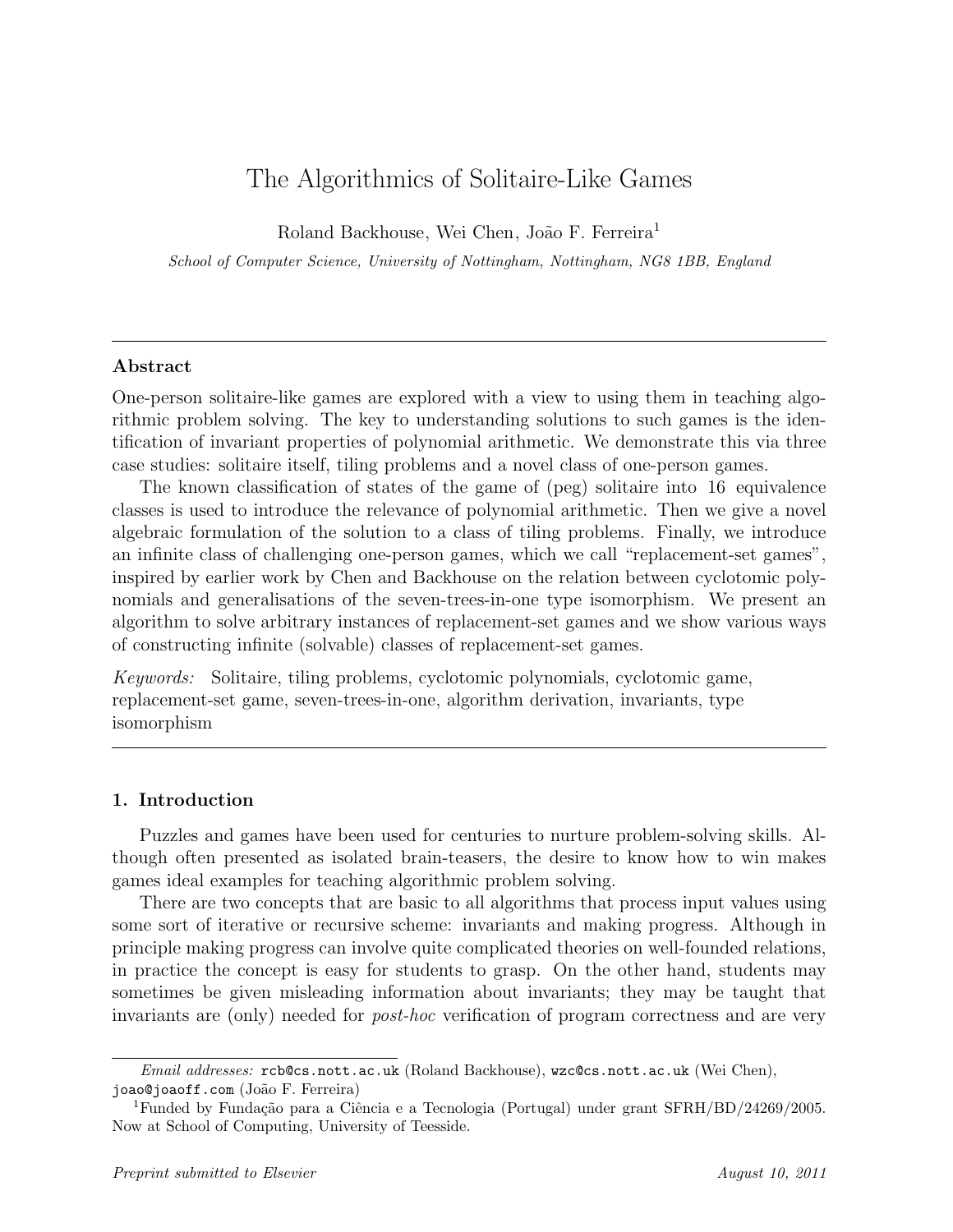# The Algorithmics of Solitaire-Like Games

Roland Backhouse, Wei Chen, João F. Ferreira[1]

*School of Computer Science, University of Nottingham, Nottingham, NG8 1BB, England*

---

**Abstract**

One-person solitaire-like games are explored with a view to using them in teaching algorithmic problem solving. The key to understanding solutions to such games is the identification of invariant properties of polynomial arithmetic. We demonstrate this via three case studies: solitaire itself, tiling problems and a novel class of one-person games.

The known classification of states of the game of (peg) solitaire into 16 equivalence classes is used to introduce the relevance of polynomial arithmetic. Then we give a novel algebraic formulation of the solution to a class of tiling problems. Finally, we introduce an infinite class of challenging one-person games, which we call "replacement-set games", inspired by earlier work by Chen and Backhouse on the relation between cyclotomic polynomials and generalisations of the seven-trees-in-one type isomorphism. We present an algorithm to solve arbitrary instances of replacement-set games and we show various ways of constructing infinite (solvable) classes of replacement-set games.

*Keywords:* Solitaire, tiling problems, cyclotomic polynomials, cyclotomic game, replacement-set game, seven-trees-in-one, algorithm derivation, invariants, type isomorphism

---

## 1. Introduction

Puzzles and games have been used for centuries to nurture problem-solving skills. Although often presented as isolated brain-teasers, the desire to know how to win makes games ideal examples for teaching algorithmic problem solving.

There are two concepts that are basic to all algorithms that process input values using some sort of iterative or recursive scheme: invariants and making progress. Although in principle making progress can involve quite complicated theories on well-founded relations, in practice the concept is easy for students to grasp. On the other hand, students may sometimes be given misleading information about invariants; they may be taught that invariants are (only) needed for *post-hoc* verification of program correctness and are very

---

*Email addresses:* `rcb@cs.nott.ac.uk` (Roland Backhouse), `wzc@cs.nott.ac.uk` (Wei Chen), `joao@joaoff.com` (João F. Ferreira)

[1] Funded by Fundação para a Ciência e a Tecnologia (Portugal) under grant SFRH/BD/24269/2005. Now at School of Computing, University of Teesside.

*Preprint submitted to Elsevier* *August 10, 2011*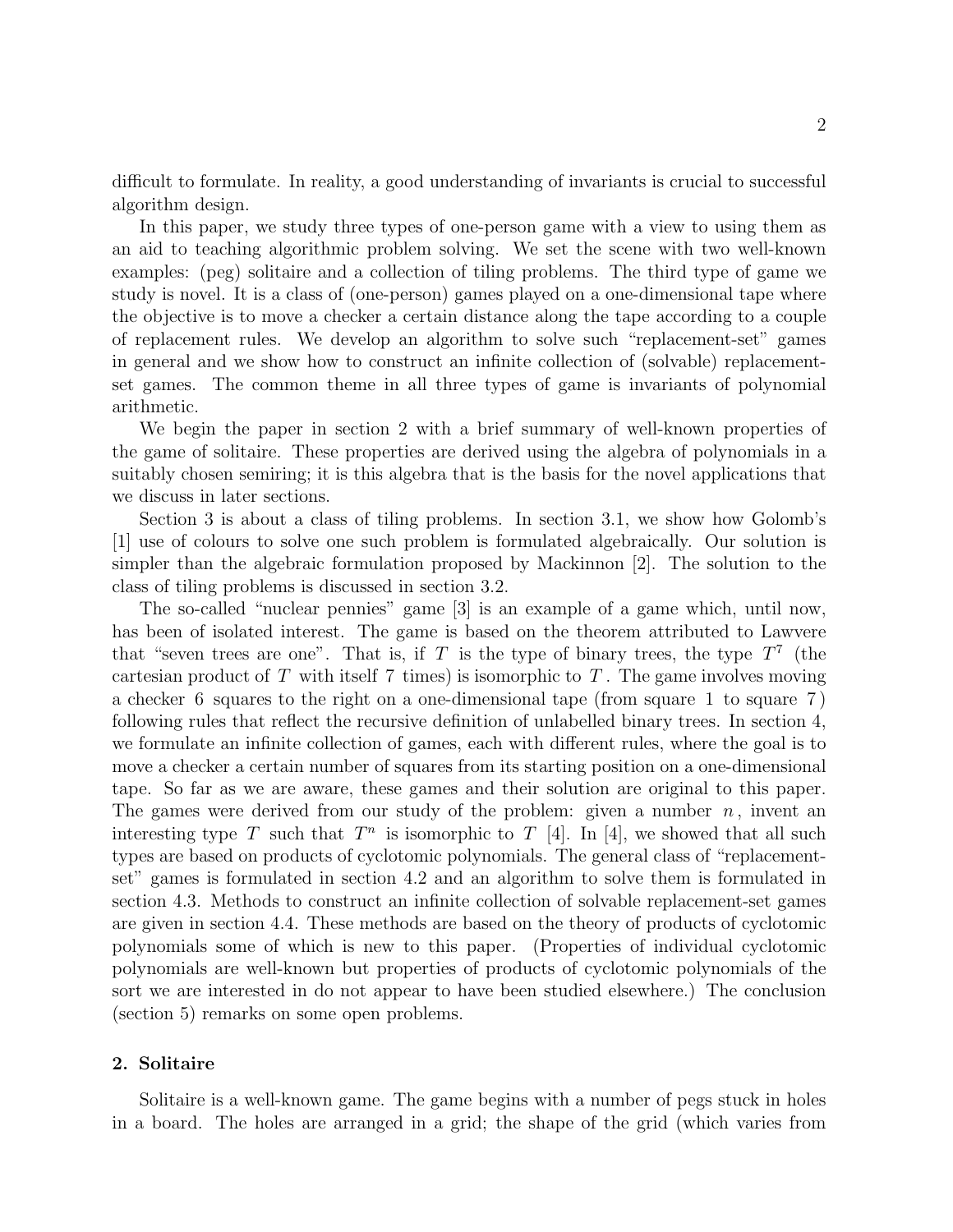difficult to formulate. In reality, a good understanding of invariants is crucial to successful algorithm design.

In this paper, we study three types of one-person game with a view to using them as an aid to teaching algorithmic problem solving. We set the scene with two well-known examples: (peg) solitaire and a collection of tiling problems. The third type of game we study is novel. It is a class of (one-person) games played on a one-dimensional tape where the objective is to move a checker a certain distance along the tape according to a couple of replacement rules. We develop an algorithm to solve such "replacement-set" games in general and we show how to construct an infinite collection of (solvable) replacement-set games. The common theme in all three types of game is invariants of polynomial arithmetic.

We begin the paper in section 2 with a brief summary of well-known properties of the game of solitaire. These properties are derived using the algebra of polynomials in a suitably chosen semiring; it is this algebra that is the basis for the novel applications that we discuss in later sections.

Section 3 is about a class of tiling problems. In section 3.1, we show how Golomb's [1] use of colours to solve one such problem is formulated algebraically. Our solution is simpler than the algebraic formulation proposed by Mackinnon [2]. The solution to the class of tiling problems is discussed in section 3.2.

The so-called "nuclear pennies" game [3] is an example of a game which, until now, has been of isolated interest. The game is based on the theorem attributed to Lawvere that "seven trees are one". That is, if $T$ is the type of binary trees, the type $T^7$ (the cartesian product of $T$ with itself 7 times) is isomorphic to $T$. The game involves moving a checker 6 squares to the right on a one-dimensional tape (from square 1 to square 7) following rules that reflect the recursive definition of unlabelled binary trees. In section 4, we formulate an infinite collection of games, each with different rules, where the goal is to move a checker a certain number of squares from its starting position on a one-dimensional tape. So far as we are aware, these games and their solution are original to this paper. The games were derived from our study of the problem: given a number $n$, invent an interesting type $T$ such that $T^n$ is isomorphic to $T$ [4]. In [4], we showed that all such types are based on products of cyclotomic polynomials. The general class of "replacement-set" games is formulated in section 4.2 and an algorithm to solve them is formulated in section 4.3. Methods to construct an infinite collection of solvable replacement-set games are given in section 4.4. These methods are based on the theory of products of cyclotomic polynomials some of which is new to this paper. (Properties of individual cyclotomic polynomials are well-known but properties of products of cyclotomic polynomials of the sort we are interested in do not appear to have been studied elsewhere.) The conclusion (section 5) remarks on some open problems.

## 2. Solitaire

Solitaire is a well-known game. The game begins with a number of pegs stuck in holes in a board. The holes are arranged in a grid; the shape of the grid (which varies from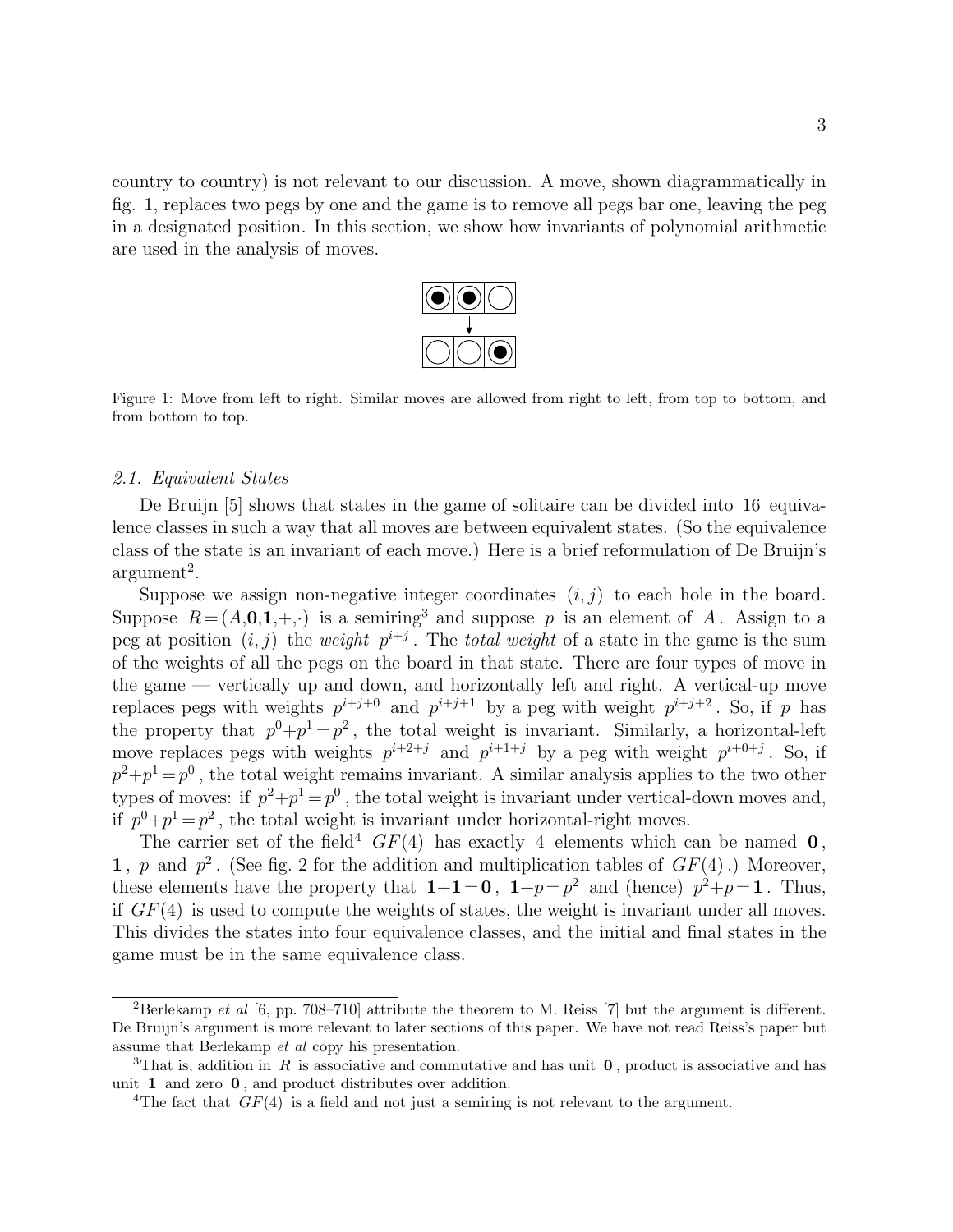country to country) is not relevant to our discussion. A move, shown diagrammatically in fig. 1, replaces two pegs by one and the game is to remove all pegs bar one, leaving the peg in a designated position. In this section, we show how invariants of polynomial arithmetic are used in the analysis of moves.

Figure 1: Move from left to right. Similar moves are allowed from right to left, from top to bottom, and from bottom to top.

### *2.1. Equivalent States*

De Bruijn [5] shows that states in the game of solitaire can be divided into 16 equivalence classes in such a way that all moves are between equivalent states. (So the equivalence class of the state is an invariant of each move.) Here is a brief reformulation of De Bruijn's argument[2].

Suppose we assign non-negative integer coordinates $(i,j)$ to each hole in the board. Suppose $R=(A,\mathbf{0},\mathbf{1},+,\cdot)$ is a semiring[3] and suppose $p$ is an element of $A$. Assign to a peg at position $(i,j)$ the *weight* $p^{i+j}$. The *total weight* of a state in the game is the sum of the weights of all the pegs on the board in that state. There are four types of move in the game — vertically up and down, and horizontally left and right. A vertical-up move replaces pegs with weights $p^{i+j+0}$ and $p^{i+j+1}$ by a peg with weight $p^{i+j+2}$. So, if $p$ has the property that $p^0+p^1=p^2$, the total weight is invariant. Similarly, a horizontal-left move replaces pegs with weights $p^{i+2+j}$ and $p^{i+1+j}$ by a peg with weight $p^{i+0+j}$. So, if $p^2+p^1=p^0$, the total weight remains invariant. A similar analysis applies to the two other types of moves: if $p^2+p^1=p^0$, the total weight is invariant under vertical-down moves and, if $p^0+p^1=p^2$, the total weight is invariant under horizontal-right moves.

The carrier set of the field[4] $GF(4)$ has exactly 4 elements which can be named $\mathbf{0}$, $\mathbf{1}$, $p$ and $p^2$. (See fig. 2 for the addition and multiplication tables of $GF(4)$.) Moreover, these elements have the property that $\mathbf{1}+\mathbf{1}=\mathbf{0}$, $\mathbf{1}+p=p^2$ and (hence) $p^2+p=\mathbf{1}$. Thus, if $GF(4)$ is used to compute the weights of states, the weight is invariant under all moves. This divides the states into four equivalence classes, and the initial and final states in the game must be in the same equivalence class.

---

[2] Berlekamp *et al* [6, pp. 708–710] attribute the theorem to M. Reiss [7] but the argument is different. De Bruijn's argument is more relevant to later sections of this paper. We have not read Reiss's paper but assume that Berlekamp *et al* copy his presentation.

[3] That is, addition in $R$ is associative and commutative and has unit $\mathbf{0}$, product is associative and has unit $\mathbf{1}$ and zero $\mathbf{0}$, and product distributes over addition.

[4] The fact that $GF(4)$ is a field and not just a semiring is not relevant to the argument.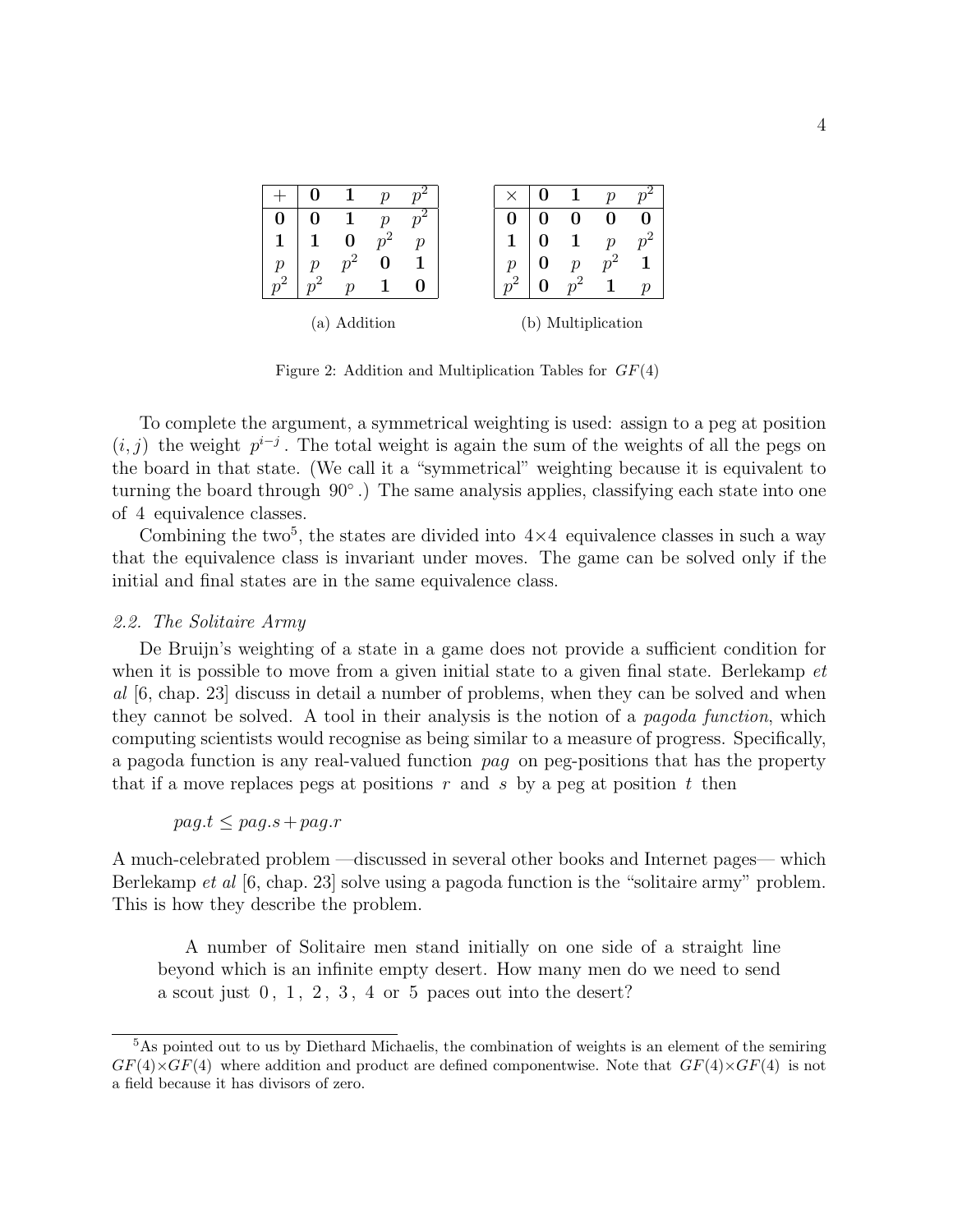| $+$ | $\mathbf{0}$ | $\mathbf{1}$ | $p$ | $p^2$ |
|---|---|---|---|---|
| $\mathbf{0}$ | $\mathbf{0}$ | $\mathbf{1}$ | $p$ | $p^2$ |
| $\mathbf{1}$ | $\mathbf{1}$ | $\mathbf{0}$ | $p^2$ | $p$ |
| $p$ | $p$ | $p^2$ | $\mathbf{0}$ | $\mathbf{1}$ |
| $p^2$ | $p^2$ | $p$ | $\mathbf{1}$ | $\mathbf{0}$ |

(a) Addition

| $\times$ | $\mathbf{0}$ | $\mathbf{1}$ | $p$ | $p^2$ |
|---|---|---|---|---|
| $\mathbf{0}$ | $\mathbf{0}$ | $\mathbf{0}$ | $\mathbf{0}$ | $\mathbf{0}$ |
| $\mathbf{1}$ | $\mathbf{0}$ | $\mathbf{1}$ | $p$ | $p^2$ |
| $p$ | $\mathbf{0}$ | $p$ | $p^2$ | $\mathbf{1}$ |
| $p^2$ | $\mathbf{0}$ | $p^2$ | $\mathbf{1}$ | $p$ |

(b) Multiplication

Figure 2: Addition and Multiplication Tables for $GF(4)$

To complete the argument, a symmetrical weighting is used: assign to a peg at position $(i,j)$ the weight $p^{i-j}$. The total weight is again the sum of the weights of all the pegs on the board in that state. (We call it a "symmetrical" weighting because it is equivalent to turning the board through $90°$.) The same analysis applies, classifying each state into one of 4 equivalence classes.

Combining the two[5], the states are divided into $4\times 4$ equivalence classes in such a way that the equivalence class is invariant under moves. The game can be solved only if the initial and final states are in the same equivalence class.

### 2.2. The Solitaire Army

De Bruijn's weighting of a state in a game does not provide a sufficient condition for when it is possible to move from a given initial state to a given final state. Berlekamp *et al* [6, chap. 23] discuss in detail a number of problems, when they can be solved and when they cannot be solved. A tool in their analysis is the notion of a *pagoda function*, which computing scientists would recognise as being similar to a measure of progress. Specifically, a pagoda function is any real-valued function *pag* on peg-positions that has the property that if a move replaces pegs at positions $r$ and $s$ by a peg at position $t$ then

$$pag.t \leq pag.s + pag.r$$

A much-celebrated problem —discussed in several other books and Internet pages— which Berlekamp *et al* [6, chap. 23] solve using a pagoda function is the "solitaire army" problem. This is how they describe the problem.

> A number of Solitaire men stand initially on one side of a straight line beyond which is an infinite empty desert. How many men do we need to send a scout just 0, 1, 2, 3, 4 or 5 paces out into the desert?

[5] As pointed out to us by Diethard Michaelis, the combination of weights is an element of the semiring $GF(4)\times GF(4)$ where addition and product are defined componentwise. Note that $GF(4)\times GF(4)$ is not a field because it has divisors of zero.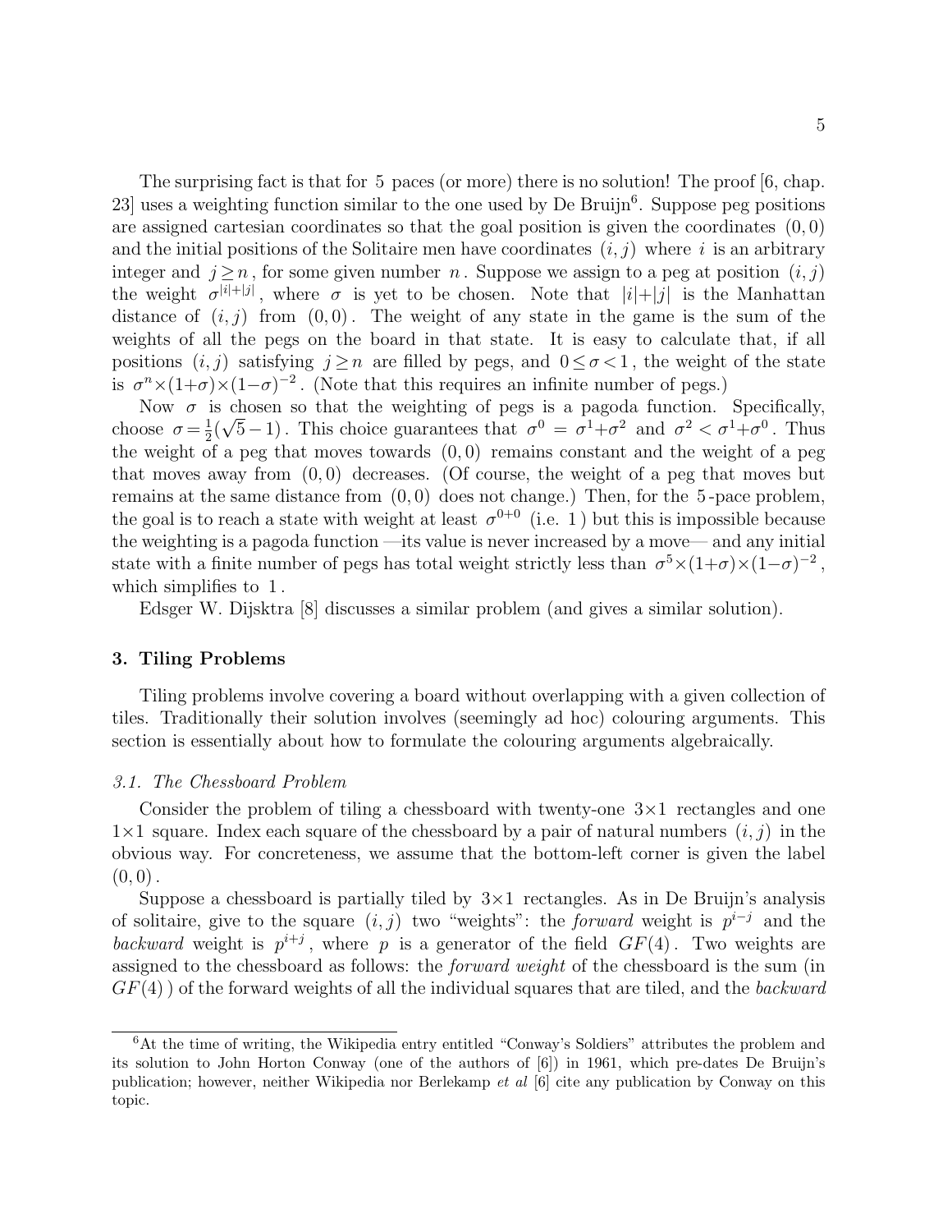The surprising fact is that for 5 paces (or more) there is no solution! The proof [6, chap. 23] uses a weighting function similar to the one used by De Bruijn[6]. Suppose peg positions are assigned cartesian coordinates so that the goal position is given the coordinates $(0,0)$ and the initial positions of the Solitaire men have coordinates $(i,j)$ where $i$ is an arbitrary integer and $j\geq n$, for some given number $n$. Suppose we assign to a peg at position $(i,j)$ the weight $\sigma^{|i|+|j|}$, where $\sigma$ is yet to be chosen. Note that $|i|+|j|$ is the Manhattan distance of $(i,j)$ from $(0,0)$. The weight of any state in the game is the sum of the weights of all the pegs on the board in that state. It is easy to calculate that, if all positions $(i,j)$ satisfying $j\geq n$ are filled by pegs, and $0\leq\sigma<1$, the weight of the state is $\sigma^n\times(1+\sigma)\times(1-\sigma)^{-2}$. (Note that this requires an infinite number of pegs.)

Now $\sigma$ is chosen so that the weighting of pegs is a pagoda function. Specifically, choose $\sigma=\frac{1}{2}(\sqrt{5}-1)$. This choice guarantees that $\sigma^0 = \sigma^1+\sigma^2$ and $\sigma^2 < \sigma^1+\sigma^0$. Thus the weight of a peg that moves towards $(0,0)$ remains constant and the weight of a peg that moves away from $(0,0)$ decreases. (Of course, the weight of a peg that moves but remains at the same distance from $(0,0)$ does not change.) Then, for the 5-pace problem, the goal is to reach a state with weight at least $\sigma^{0+0}$ (i.e. 1) but this is impossible because the weighting is a pagoda function —its value is never increased by a move— and any initial state with a finite number of pegs has total weight strictly less than $\sigma^5\times(1+\sigma)\times(1-\sigma)^{-2}$, which simplifies to 1.

Edsger W. Dijsktra [8] discusses a similar problem (and gives a similar solution).

## 3. Tiling Problems

Tiling problems involve covering a board without overlapping with a given collection of tiles. Traditionally their solution involves (seemingly ad hoc) colouring arguments. This section is essentially about how to formulate the colouring arguments algebraically.

### *3.1. The Chessboard Problem*

Consider the problem of tiling a chessboard with twenty-one $3\times 1$ rectangles and one $1\times 1$ square. Index each square of the chessboard by a pair of natural numbers $(i,j)$ in the obvious way. For concreteness, we assume that the bottom-left corner is given the label $(0,0)$.

Suppose a chessboard is partially tiled by $3\times 1$ rectangles. As in De Bruijn's analysis of solitaire, give to the square $(i,j)$ two "weights": the *forward* weight is $p^{i-j}$ and the *backward* weight is $p^{i+j}$, where $p$ is a generator of the field $GF(4)$. Two weights are assigned to the chessboard as follows: the *forward weight* of the chessboard is the sum (in $GF(4)$) of the forward weights of all the individual squares that are tiled, and the *backward*

[6] At the time of writing, the Wikipedia entry entitled "Conway's Soldiers" attributes the problem and its solution to John Horton Conway (one of the authors of [6]) in 1961, which pre-dates De Bruijn's publication; however, neither Wikipedia nor Berlekamp *et al* [6] cite any publication by Conway on this topic.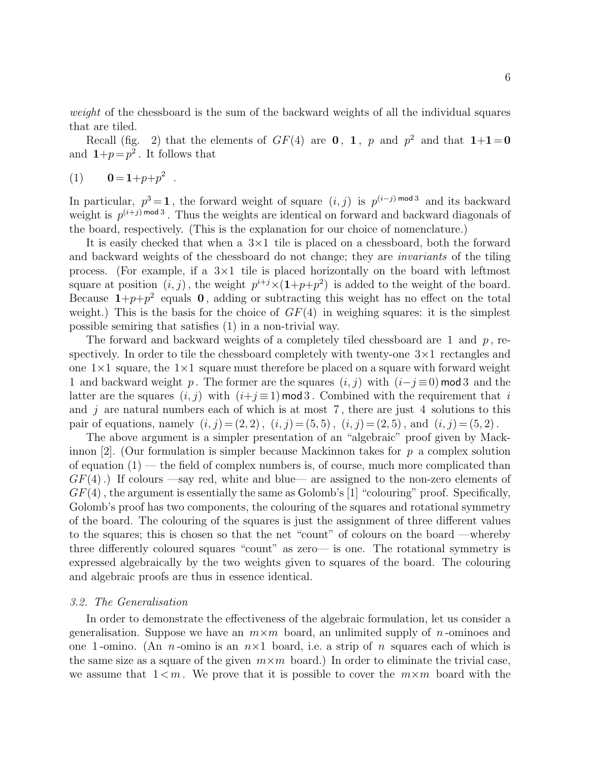*weight* of the chessboard is the sum of the backward weights of all the individual squares that are tiled.

Recall (fig. 2) that the elements of $GF(4)$ are $\mathbf{0}$, $\mathbf{1}$, $p$ and $p^2$ and that $\mathbf{1}{+}\mathbf{1}=\mathbf{0}$ and $\mathbf{1}{+}p=p^2$. It follows that

$$(1) \qquad \mathbf{0}=\mathbf{1}{+}p{+}p^2 \quad .$$

In particular, $p^3=\mathbf{1}$, the forward weight of square $(i,j)$ is $p^{(i-j)\,\mathsf{mod}\,3}$ and its backward weight is $p^{(i+j)\,\mathsf{mod}\,3}$. Thus the weights are identical on forward and backward diagonals of the board, respectively. (This is the explanation for our choice of nomenclature.)

It is easily checked that when a $3{\times}1$ tile is placed on a chessboard, both the forward and backward weights of the chessboard do not change; they are *invariants* of the tiling process. (For example, if a $3{\times}1$ tile is placed horizontally on the board with leftmost square at position $(i,j)$, the weight $p^{i+j}{\times}(\mathbf{1}{+}p{+}p^2)$ is added to the weight of the board. Because $\mathbf{1}{+}p{+}p^2$ equals $\mathbf{0}$, adding or subtracting this weight has no effect on the total weight.) This is the basis for the choice of $GF(4)$ in weighing squares: it is the simplest possible semiring that satisfies (1) in a non-trivial way.

The forward and backward weights of a completely tiled chessboard are 1 and $p$, respectively. In order to tile the chessboard completely with twenty-one $3{\times}1$ rectangles and one $1{\times}1$ square, the $1{\times}1$ square must therefore be placed on a square with forward weight 1 and backward weight $p$. The former are the squares $(i,j)$ with $(i{-}j\equiv 0)\,\mathsf{mod}\,3$ and the latter are the squares $(i,j)$ with $(i{+}j\equiv 1)\,\mathsf{mod}\,3$. Combined with the requirement that $i$ and $j$ are natural numbers each of which is at most 7, there are just 4 solutions to this pair of equations, namely $(i,j)=(2,2)$, $(i,j)=(5,5)$, $(i,j)=(2,5)$, and $(i,j)=(5,2)$.

The above argument is a simpler presentation of an "algebraic" proof given by Mackinnon [2]. (Our formulation is simpler because Mackinnon takes for $p$ a complex solution of equation (1) — the field of complex numbers is, of course, much more complicated than $GF(4)$.) If colours —say red, white and blue— are assigned to the non-zero elements of $GF(4)$, the argument is essentially the same as Golomb's [1] "colouring" proof. Specifically, Golomb's proof has two components, the colouring of the squares and rotational symmetry of the board. The colouring of the squares is just the assignment of three different values to the squares; this is chosen so that the net "count" of colours on the board —whereby three differently coloured squares "count" as zero— is one. The rotational symmetry is expressed algebraically by the two weights given to squares of the board. The colouring and algebraic proofs are thus in essence identical.

### *3.2. The Generalisation*

In order to demonstrate the effectiveness of the algebraic formulation, let us consider a generalisation. Suppose we have an $m{\times}m$ board, an unlimited supply of $n$-ominoes and one 1-omino. (An $n$-omino is an $n{\times}1$ board, i.e. a strip of $n$ squares each of which is the same size as a square of the given $m{\times}m$ board.) In order to eliminate the trivial case, we assume that $1<m$. We prove that it is possible to cover the $m{\times}m$ board with the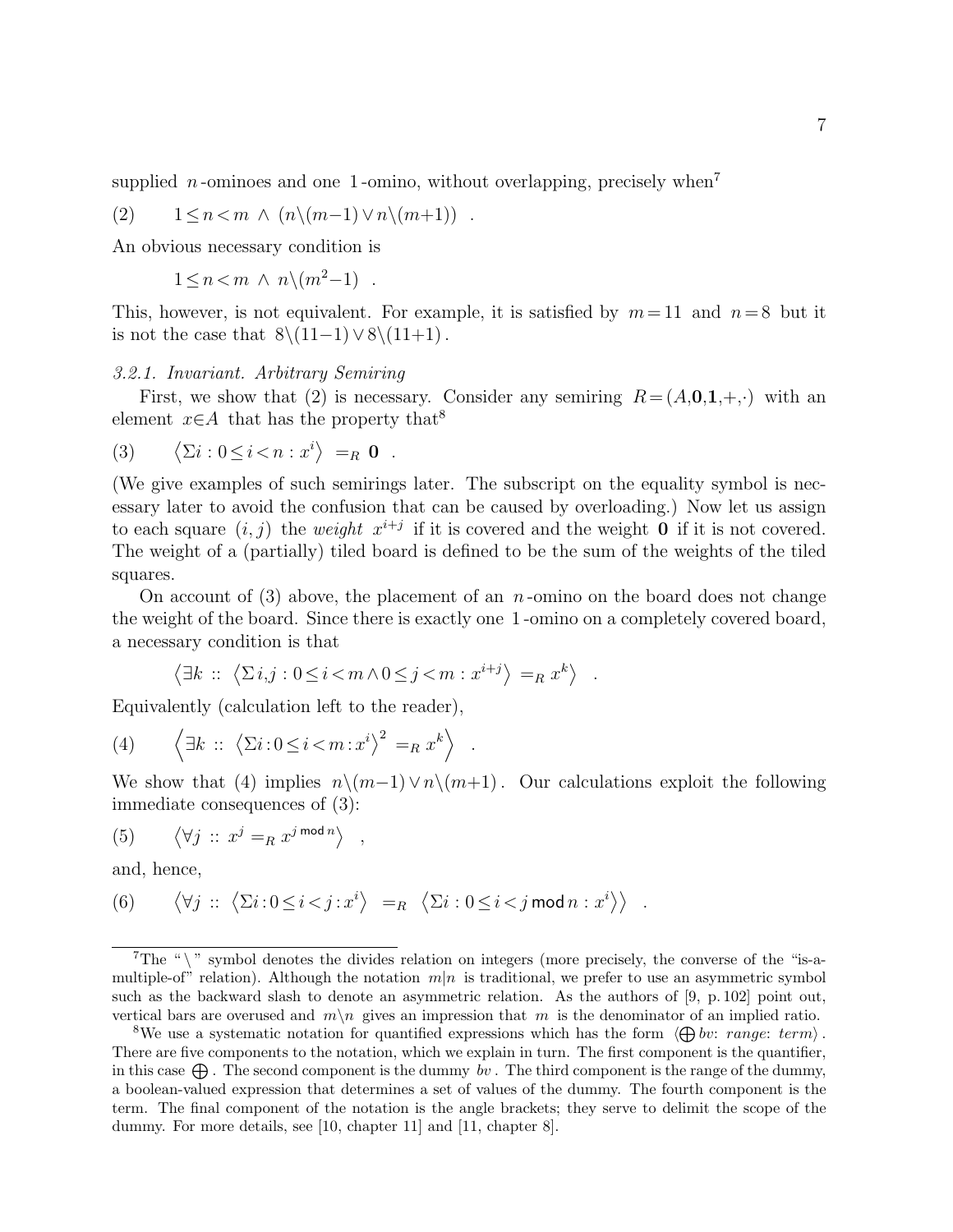supplied $n$-ominoes and one $1$-omino, without overlapping, precisely when[7]

$$(2) \qquad 1 \leq n < m \ \wedge \ (n \backslash (m-1) \vee n \backslash (m+1)) \quad .$$

An obvious necessary condition is

$$1 \leq n < m \ \wedge \ n \backslash (m^2-1) \quad .$$

This, however, is not equivalent. For example, it is satisfied by $m = 11$ and $n = 8$ but it is not the case that $8 \backslash (11-1) \vee 8 \backslash (11+1)$.

*3.2.1. Invariant. Arbitrary Semiring*

First, we show that (2) is necessary. Consider any semiring $R = (A, \mathbf{0}, \mathbf{1}, +, \cdot)$ with an element $x \in A$ that has the property that[8]

$$(3) \qquad \langle \Sigma i : 0 \leq i < n : x^i \rangle \ =_R \ \mathbf{0} \quad .$$

(We give examples of such semirings later. The subscript on the equality symbol is necessary later to avoid the confusion that can be caused by overloading.) Now let us assign to each square $(i,j)$ the *weight* $x^{i+j}$ if it is covered and the weight $\mathbf{0}$ if it is not covered. The weight of a (partially) tiled board is defined to be the sum of the weights of the tiled squares.

On account of (3) above, the placement of an $n$-omino on the board does not change the weight of the board. Since there is exactly one $1$-omino on a completely covered board, a necessary condition is that

$$\langle \exists k :: \langle \Sigma i,j : 0 \leq i < m \wedge 0 \leq j < m : x^{i+j} \rangle =_R x^k \rangle \quad .$$

Equivalently (calculation left to the reader),

$$(4) \qquad \left\langle \exists k :: \langle \Sigma i : 0 \leq i < m : x^i \rangle^2 =_R x^k \right\rangle \quad .$$

We show that (4) implies $n \backslash (m-1) \vee n \backslash (m+1)$. Our calculations exploit the following immediate consequences of (3):

$$(5) \qquad \langle \forall j :: x^j =_R x^{j \,\mathsf{mod}\, n} \rangle \quad ,$$

and, hence,

$$(6) \qquad \langle \forall j :: \langle \Sigma i : 0 \leq i < j : x^i \rangle \ =_R \ \langle \Sigma i : 0 \leq i < j \,\mathsf{mod}\, n : x^i \rangle \rangle \quad .$$

---

[7] The "$\backslash$" symbol denotes the divides relation on integers (more precisely, the converse of the "is-a-multiple-of" relation). Although the notation $m|n$ is traditional, we prefer to use an asymmetric symbol such as the backward slash to denote an asymmetric relation. As the authors of [9, p. 102] point out, vertical bars are overused and $m \backslash n$ gives an impression that $m$ is the denominator of an implied ratio.

[8] We use a systematic notation for quantified expressions which has the form $\langle \bigoplus bv \text{: } range \text{: } term \rangle$. There are five components to the notation, which we explain in turn. The first component is the quantifier, in this case $\bigoplus$. The second component is the dummy $bv$. The third component is the range of the dummy, a boolean-valued expression that determines a set of values of the dummy. The fourth component is the term. The final component of the notation is the angle brackets; they serve to delimit the scope of the dummy. For more details, see [10, chapter 11] and [11, chapter 8].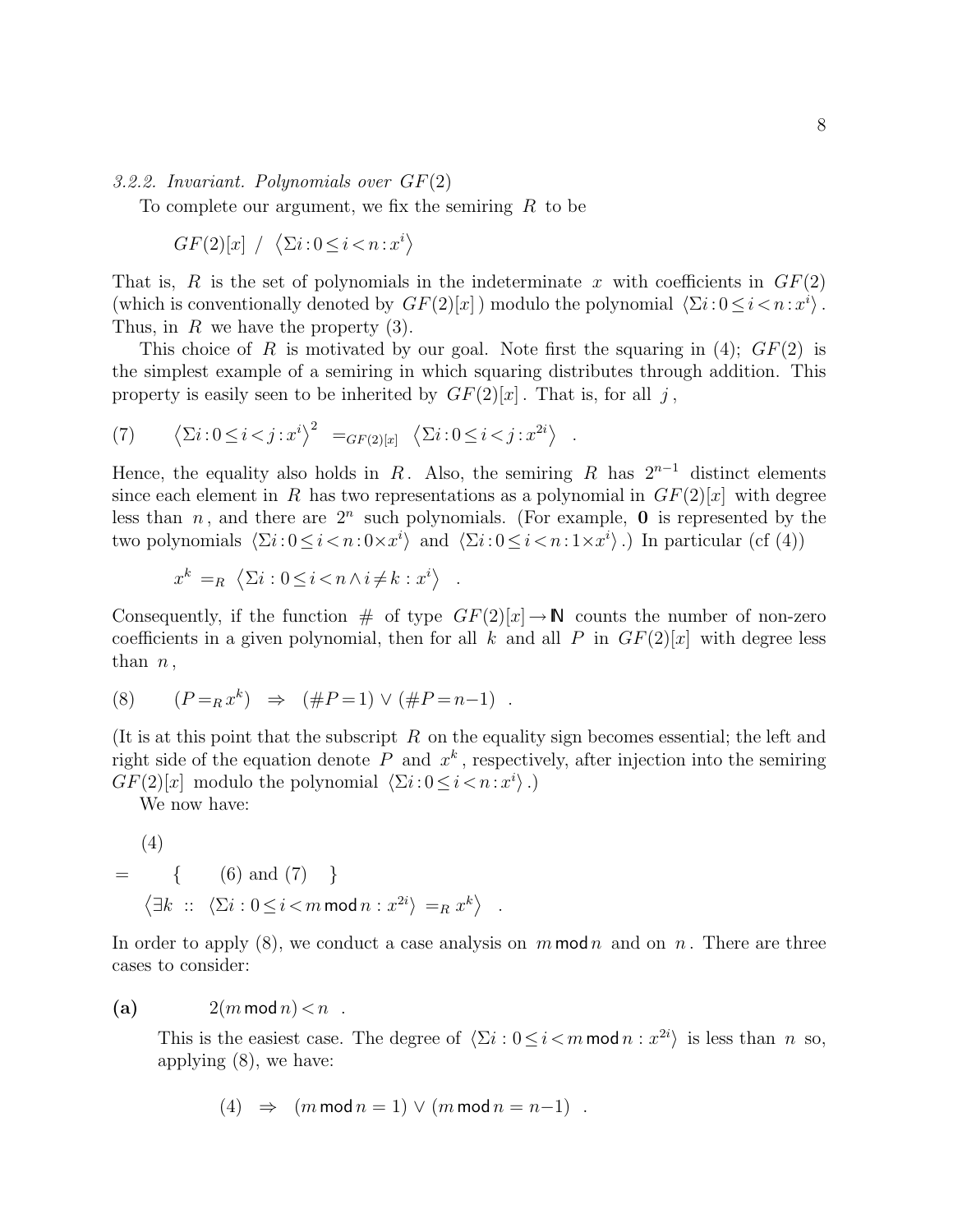*3.2.2. Invariant. Polynomials over $GF(2)$*

To complete our argument, we fix the semiring $R$ to be

$$GF(2)[x] \;/\; \langle \Sigma i : 0 \leq i < n : x^i \rangle$$

That is, $R$ is the set of polynomials in the indeterminate $x$ with coefficients in $GF(2)$ (which is conventionally denoted by $GF(2)[x]$ ) modulo the polynomial $\langle \Sigma i : 0 \leq i < n : x^i \rangle$. Thus, in $R$ we have the property (3).

This choice of $R$ is motivated by our goal. Note first the squaring in (4); $GF(2)$ is the simplest example of a semiring in which squaring distributes through addition. This property is easily seen to be inherited by $GF(2)[x]$. That is, for all $j$,

$$(7) \qquad \langle \Sigma i : 0 \leq i < j : x^i \rangle^2 \;=_{GF(2)[x]}\; \langle \Sigma i : 0 \leq i < j : x^{2i} \rangle \quad .$$

Hence, the equality also holds in $R$. Also, the semiring $R$ has $2^{n-1}$ distinct elements since each element in $R$ has two representations as a polynomial in $GF(2)[x]$ with degree less than $n$, and there are $2^n$ such polynomials. (For example, **0** is represented by the two polynomials $\langle \Sigma i : 0 \leq i < n : 0 \times x^i \rangle$ and $\langle \Sigma i : 0 \leq i < n : 1 \times x^i \rangle$.) In particular (cf (4))

$$x^k \;=_R\; \langle \Sigma i : 0 \leq i < n \wedge i \neq k : x^i \rangle \quad .$$

Consequently, if the function $\#$ of type $GF(2)[x] \to \mathbb{N}$ counts the number of non-zero coefficients in a given polynomial, then for all $k$ and all $P$ in $GF(2)[x]$ with degree less than $n$,

$$(8) \qquad (P =_R x^k) \;\Rightarrow\; (\#P = 1) \vee (\#P = n{-}1) \quad .$$

(It is at this point that the subscript $R$ on the equality sign becomes essential; the left and right side of the equation denote $P$ and $x^k$, respectively, after injection into the semiring $GF(2)[x]$ modulo the polynomial $\langle \Sigma i : 0 \leq i < n : x^i \rangle$.)

We now have:

$$\begin{array}{ll} & (4) \\ = & \{ \quad (6) \text{ and } (7) \quad \} \\ & \langle \exists k :: \langle \Sigma i : 0 \leq i < m \,\mathsf{mod}\, n : x^{2i} \rangle =_R x^k \rangle \quad . \end{array}$$

In order to apply (8), we conduct a case analysis on $m \,\mathsf{mod}\, n$ and on $n$. There are three cases to consider:

**(a)** $\quad 2(m \,\mathsf{mod}\, n) < n \quad .$

This is the easiest case. The degree of $\langle \Sigma i : 0 \leq i < m \,\mathsf{mod}\, n : x^{2i} \rangle$ is less than $n$ so, applying (8), we have:

$$(4) \;\Rightarrow\; (m \,\mathsf{mod}\, n = 1) \vee (m \,\mathsf{mod}\, n = n{-}1) \quad .$$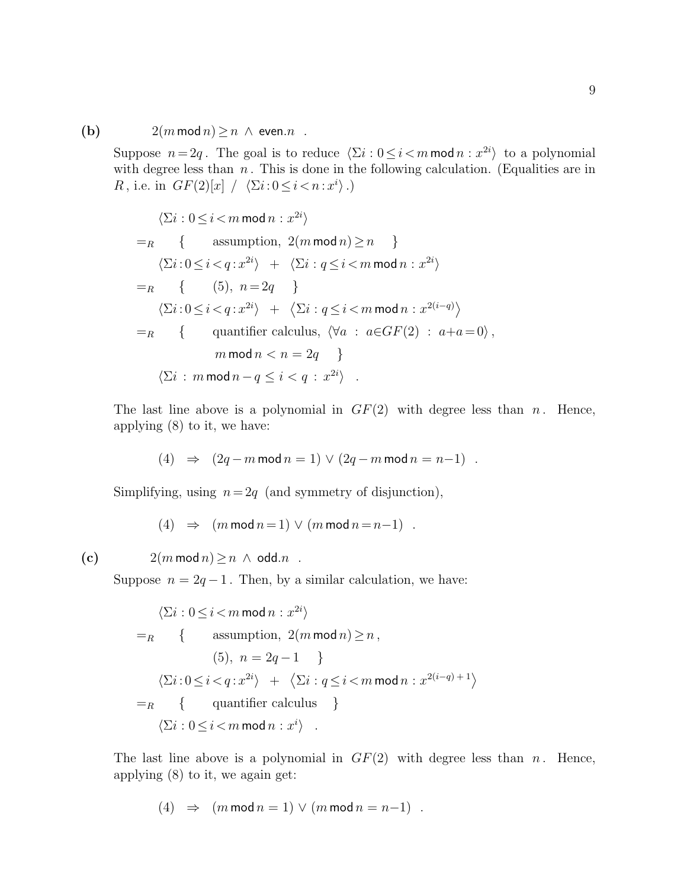**(b)** $\quad 2(m \,\mathsf{mod}\, n) \geq n \;\wedge\; \mathsf{even}.n \quad .$

Suppose $n = 2q$. The goal is to reduce $\langle \Sigma i : 0 \leq i < m \,\mathsf{mod}\, n : x^{2i} \rangle$ to a polynomial with degree less than $n$. This is done in the following calculation. (Equalities are in $R$, i.e. in $GF(2)[x] \;/\; \langle \Sigma i : 0 \leq i < n : x^i \rangle$.)

$$
\begin{array}{ll}
 & \langle \Sigma i : 0 \leq i < m \,\mathsf{mod}\, n : x^{2i} \rangle \\
=_R & \{ \quad \text{assumption, } 2(m \,\mathsf{mod}\, n) \geq n \quad \} \\
 & \langle \Sigma i : 0 \leq i < q : x^{2i} \rangle \;+\; \langle \Sigma i : q \leq i < m \,\mathsf{mod}\, n : x^{2i} \rangle \\
=_R & \{ \quad (5),\ n = 2q \quad \} \\
 & \langle \Sigma i : 0 \leq i < q : x^{2i} \rangle \;+\; \left\langle \Sigma i : q \leq i < m \,\mathsf{mod}\, n : x^{2(i-q)} \right\rangle \\
=_R & \{ \quad \text{quantifier calculus, } \langle \forall a \;:\; a \in GF(2) \;:\; a + a = 0 \rangle , \\
 & \qquad m \,\mathsf{mod}\, n < n = 2q \quad \} \\
 & \langle \Sigma i \;:\; m \,\mathsf{mod}\, n - q \leq i < q \;:\; x^{2i} \rangle \quad .
\end{array}
$$

The last line above is a polynomial in $GF(2)$ with degree less than $n$. Hence, applying (8) to it, we have:

$$(4) \;\;\Rightarrow\;\; (2q - m \,\mathsf{mod}\, n = 1) \vee (2q - m \,\mathsf{mod}\, n = n{-}1) \quad .$$

Simplifying, using $n = 2q$ (and symmetry of disjunction),

$$(4) \;\;\Rightarrow\;\; (m \,\mathsf{mod}\, n = 1) \vee (m \,\mathsf{mod}\, n = n{-}1) \quad .$$

**(c)** $\quad 2(m \,\mathsf{mod}\, n) \geq n \;\wedge\; \mathsf{odd}.n \quad .$

Suppose $n = 2q - 1$. Then, by a similar calculation, we have:

$$
\begin{array}{ll}
 & \langle \Sigma i : 0 \leq i < m \,\mathsf{mod}\, n : x^{2i} \rangle \\
=_R & \{ \quad \text{assumption, } 2(m \,\mathsf{mod}\, n) \geq n , \\
 & \qquad (5),\ n = 2q - 1 \quad \} \\
 & \langle \Sigma i : 0 \leq i < q : x^{2i} \rangle \;+\; \left\langle \Sigma i : q \leq i < m \,\mathsf{mod}\, n : x^{2(i-q)+1} \right\rangle \\
=_R & \{ \quad \text{quantifier calculus} \quad \} \\
 & \langle \Sigma i : 0 \leq i < m \,\mathsf{mod}\, n : x^{i} \rangle \quad .
\end{array}
$$

The last line above is a polynomial in $GF(2)$ with degree less than $n$. Hence, applying (8) to it, we again get:

$$(4) \;\;\Rightarrow\;\; (m \,\mathsf{mod}\, n = 1) \vee (m \,\mathsf{mod}\, n = n{-}1) \quad .$$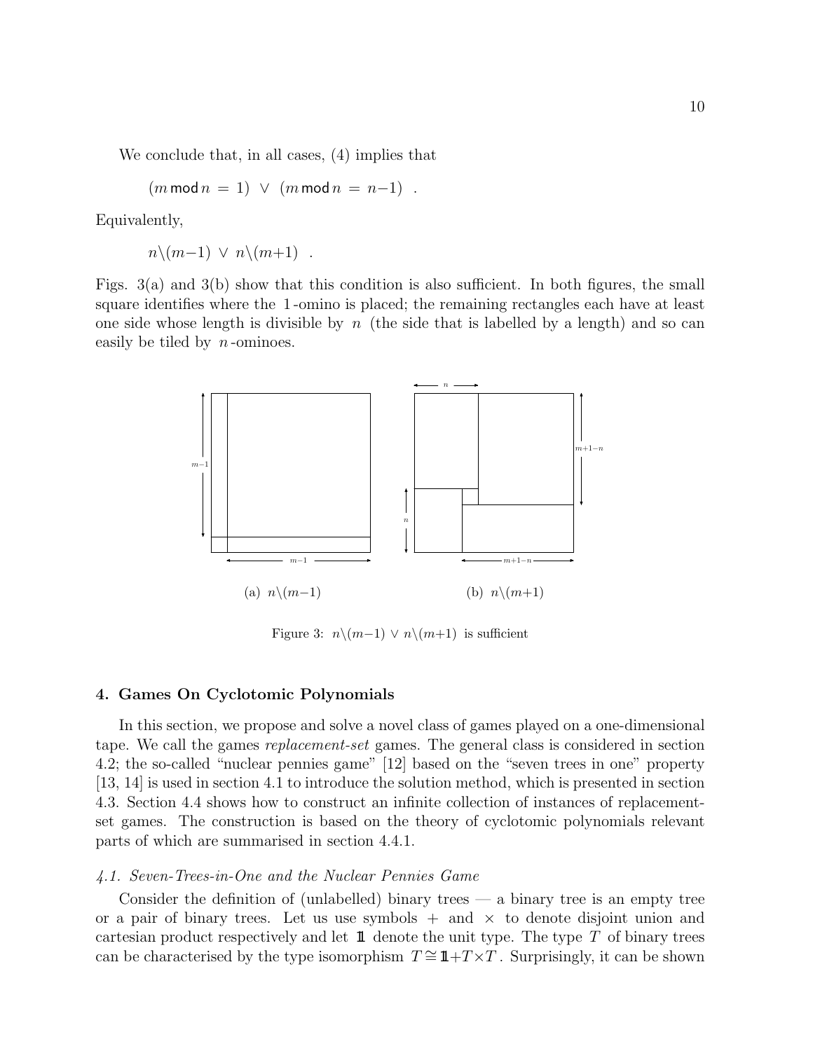We conclude that, in all cases, (4) implies that

$$(m \,\mathsf{mod}\, n \;=\; 1) \;\vee\; (m \,\mathsf{mod}\, n \;=\; n{-}1) \quad .$$

Equivalently,

$$n\backslash(m{-}1) \;\vee\; n\backslash(m{+}1) \quad .$$

Figs. 3(a) and 3(b) show that this condition is also sufficient. In both figures, the small square identifies where the 1-omino is placed; the remaining rectangles each have at least one side whose length is divisible by $n$ (the side that is labelled by a length) and so can easily be tiled by $n$-ominoes.

(a) $n\backslash(m{-}1)$ (b) $n\backslash(m{+}1)$

Figure 3: $n\backslash(m{-}1) \vee n\backslash(m{+}1)$ is sufficient

## 4. Games On Cyclotomic Polynomials

In this section, we propose and solve a novel class of games played on a one-dimensional tape. We call the games *replacement-set* games. The general class is considered in section 4.2; the so-called "nuclear pennies game" [12] based on the "seven trees in one" property [13, 14] is used in section 4.1 to introduce the solution method, which is presented in section 4.3. Section 4.4 shows how to construct an infinite collection of instances of replacement-set games. The construction is based on the theory of cyclotomic polynomials relevant parts of which are summarised in section 4.4.1.

### *4.1. Seven-Trees-in-One and the Nuclear Pennies Game*

Consider the definition of (unlabelled) binary trees — a binary tree is an empty tree or a pair of binary trees. Let us use symbols $+$ and $\times$ to denote disjoint union and cartesian product respectively and let $\mathbb{1}$ denote the unit type. The type $T$ of binary trees can be characterised by the type isomorphism $T \cong \mathbb{1}{+}T{\times}T$. Surprisingly, it can be shown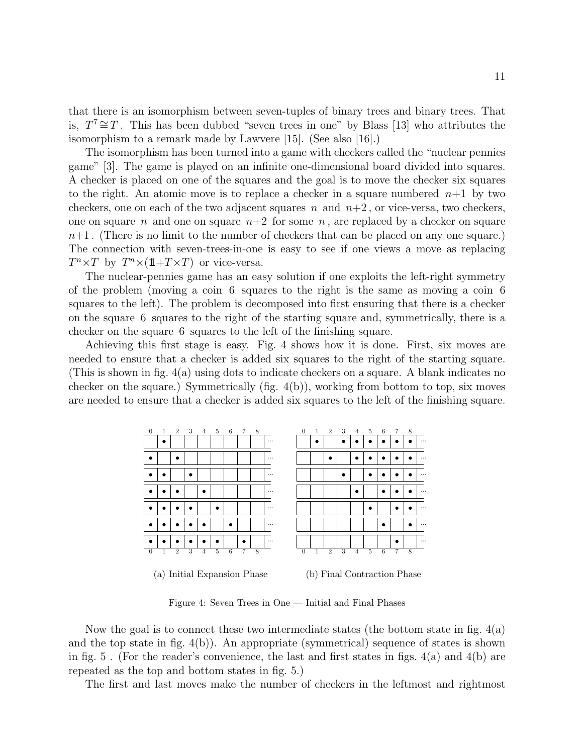that there is an isomorphism between seven-tuples of binary trees and binary trees. That is, $T^7 \cong T$. This has been dubbed "seven trees in one" by Blass [13] who attributes the isomorphism to a remark made by Lawvere [15]. (See also [16].)

The isomorphism has been turned into a game with checkers called the "nuclear pennies game" [3]. The game is played on an infinite one-dimensional board divided into squares. A checker is placed on one of the squares and the goal is to move the checker six squares to the right. An atomic move is to replace a checker in a square numbered $n+1$ by two checkers, one on each of the two adjacent squares $n$ and $n+2$, or vice-versa, two checkers, one on square $n$ and one on square $n+2$ for some $n$, are replaced by a checker on square $n+1$. (There is no limit to the number of checkers that can be placed on any one square.) The connection with seven-trees-in-one is easy to see if one views a move as replacing $T^n \times T$ by $T^n \times (\mathbb{1} + T \times T)$ or vice-versa.

The nuclear-pennies game has an easy solution if one exploits the left-right symmetry of the problem (moving a coin 6 squares to the right is the same as moving a coin 6 squares to the left). The problem is decomposed into first ensuring that there is a checker on the square 6 squares to the right of the starting square and, symmetrically, there is a checker on the square 6 squares to the left of the finishing square.

Achieving this first stage is easy. Fig. 4 shows how it is done. First, six moves are needed to ensure that a checker is added six squares to the right of the starting square. (This is shown in fig. 4(a) using dots to indicate checkers on a square. A blank indicates no checker on the square.) Symmetrically (fig. 4(b)), working from bottom to top, six moves are needed to ensure that a checker is added six squares to the left of the finishing square.

| 0 | 1 | 2 | 3 | 4 | 5 | 6 | 7 | 8 | |
|---|---|---|---|---|---|---|---|---|---|
| | • | | | | | | | | … |
| • | | • | | | | | | | … |
| • | • | | • | | | | | | … |
| • | • | • | | • | | | | | … |
| • | • | • | • | | • | | | | … |
| • | • | • | • | • | | • | | | … |
| • | • | • | • | • | • | | • | | … |

(a) Initial Expansion Phase

| 0 | 1 | 2 | 3 | 4 | 5 | 6 | 7 | 8 | |
|---|---|---|---|---|---|---|---|---|---|
| | • | | • | • | • | • | • | • | … |
| | | • | | • | • | • | • | • | … |
| | | | • | | • | • | • | • | … |
| | | | | • | | • | • | • | … |
| | | | | | • | | • | • | … |
| | | | | | | • | | • | … |
| | | | | | | | • | | … |

(b) Final Contraction Phase

Figure 4: Seven Trees in One — Initial and Final Phases

Now the goal is to connect these two intermediate states (the bottom state in fig. 4(a) and the top state in fig. 4(b)). An appropriate (symmetrical) sequence of states is shown in fig. 5 . (For the reader's convenience, the last and first states in figs. 4(a) and 4(b) are repeated as the top and bottom states in fig. 5.)

The first and last moves make the number of checkers in the leftmost and rightmost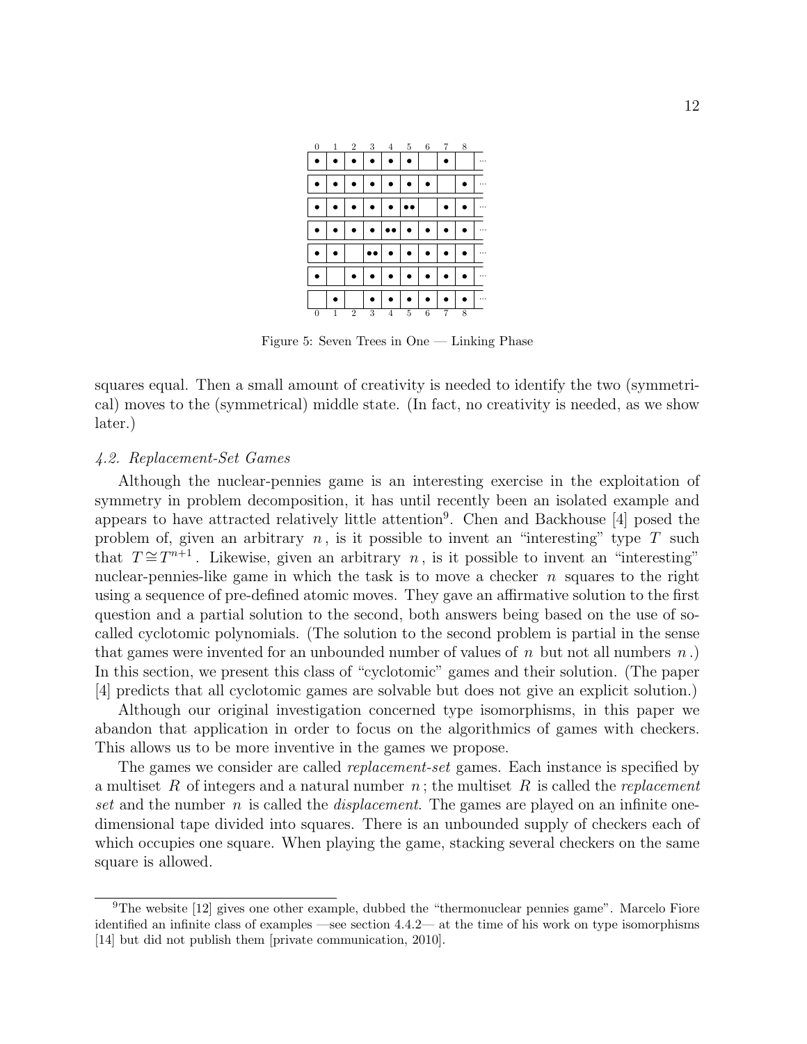| 0 | 1 | 2 | 3 | 4 | 5 | 6 | 7 | 8 | |
|---|---|---|---|---|---|---|---|---|---|
| • | • | • | • | • | • | | • | | ... |
| • | • | • | • | • | • | • | | • | ... |
| • | • | • | • | • | •• | | • | • | ... |
| • | • | • | • | •• | • | • | • | • | ... |
| • | • | | •• | • | • | • | • | • | ... |
| • | | • | • | • | • | • | • | • | ... |
| | • | | • | • | • | • | • | • | ... |

Figure 5: Seven Trees in One — Linking Phase

squares equal. Then a small amount of creativity is needed to identify the two (symmetrical) moves to the (symmetrical) middle state. (In fact, no creativity is needed, as we show later.)

#### 4.2. Replacement-Set Games

Although the nuclear-pennies game is an interesting exercise in the exploitation of symmetry in problem decomposition, it has until recently been an isolated example and appears to have attracted relatively little attention[9]. Chen and Backhouse [4] posed the problem of, given an arbitrary $n$, is it possible to invent an "interesting" type $T$ such that $T \cong T^{n+1}$. Likewise, given an arbitrary $n$, is it possible to invent an "interesting" nuclear-pennies-like game in which the task is to move a checker $n$ squares to the right using a sequence of pre-defined atomic moves. They gave an affirmative solution to the first question and a partial solution to the second, both answers being based on the use of so-called cyclotomic polynomials. (The solution to the second problem is partial in the sense that games were invented for an unbounded number of values of $n$ but not all numbers $n$.) In this section, we present this class of "cyclotomic" games and their solution. (The paper [4] predicts that all cyclotomic games are solvable but does not give an explicit solution.)

Although our original investigation concerned type isomorphisms, in this paper we abandon that application in order to focus on the algorithmics of games with checkers. This allows us to be more inventive in the games we propose.

The games we consider are called *replacement-set* games. Each instance is specified by a multiset $R$ of integers and a natural number $n$; the multiset $R$ is called the *replacement set* and the number $n$ is called the *displacement*. The games are played on an infinite one-dimensional tape divided into squares. There is an unbounded supply of checkers each of which occupies one square. When playing the game, stacking several checkers on the same square is allowed.

---

[9] The website [12] gives one other example, dubbed the "thermonuclear pennies game". Marcelo Fiore identified an infinite class of examples —see section 4.4.2— at the time of his work on type isomorphisms [14] but did not publish them [private communication, 2010].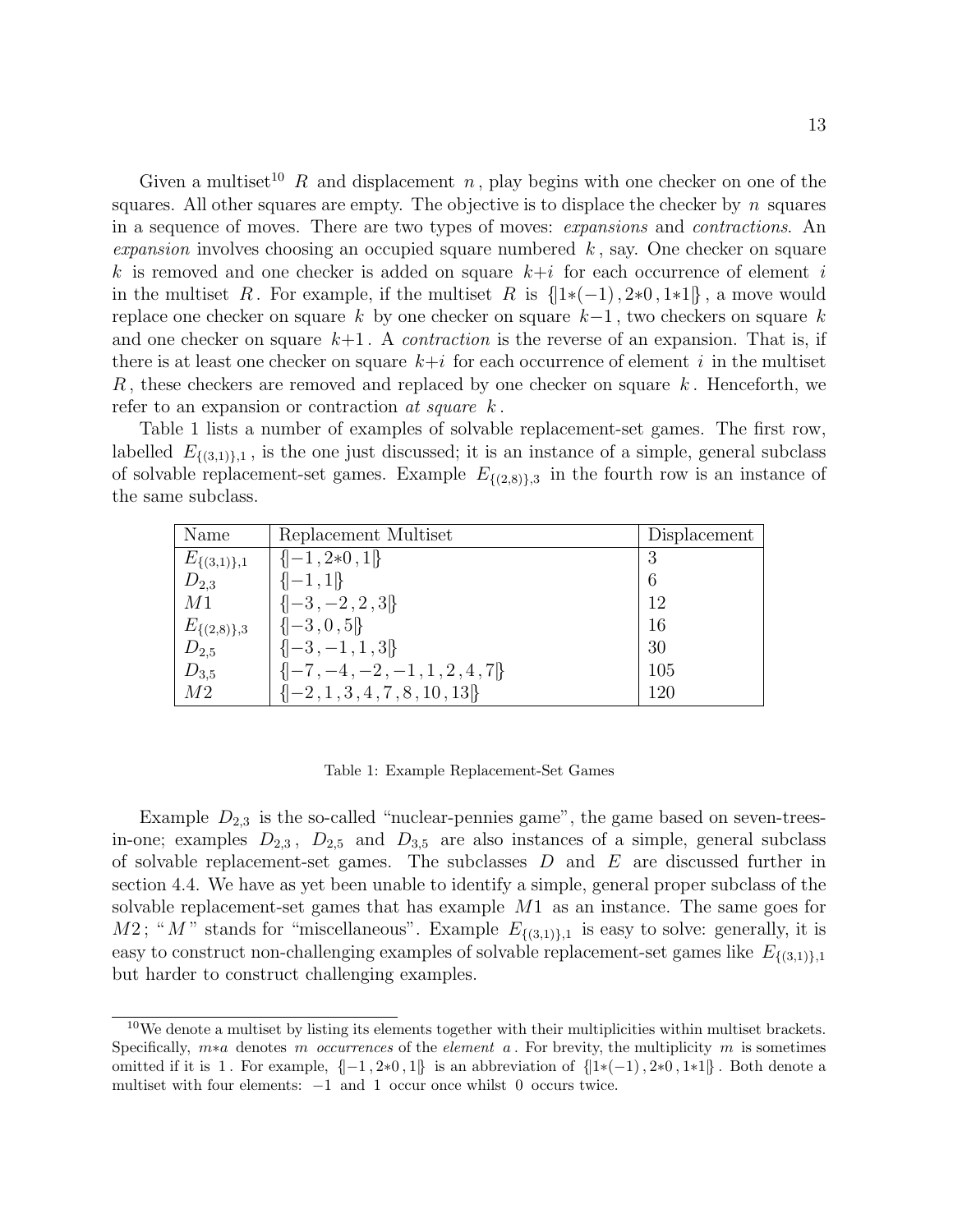Given a multiset[10] $R$ and displacement $n$, play begins with one checker on one of the squares. All other squares are empty. The objective is to displace the checker by $n$ squares in a sequence of moves. There are two types of moves: *expansions* and *contractions*. An *expansion* involves choosing an occupied square numbered $k$, say. One checker on square $k$ is removed and one checker is added on square $k+i$ for each occurrence of element $i$ in the multiset $R$. For example, if the multiset $R$ is $\{\!|1{*}(-1)\,,2{*}0\,,1{*}1|\!\}$, a move would replace one checker on square $k$ by one checker on square $k-1$, two checkers on square $k$ and one checker on square $k+1$. A *contraction* is the reverse of an expansion. That is, if there is at least one checker on square $k+i$ for each occurrence of element $i$ in the multiset $R$, these checkers are removed and replaced by one checker on square $k$. Henceforth, we refer to an expansion or contraction *at square* $k$.

Table 1 lists a number of examples of solvable replacement-set games. The first row, labelled $E_{\{(3,1)\},1}$, is the one just discussed; it is an instance of a simple, general subclass of solvable replacement-set games. Example $E_{\{(2,8)\},3}$ in the fourth row is an instance of the same subclass.

| Name | Replacement Multiset | Displacement |
|---|---|---|
| $E_{\{(3,1)\},1}$ | $\{\!\mid -1\,,2{*}0\,,1 \mid\!\}$ | 3 |
| $D_{2,3}$ | $\{\!\mid -1\,,1 \mid\!\}$ | 6 |
| $M1$ | $\{\!\mid -3\,,-2\,,2\,,3 \mid\!\}$ | 12 |
| $E_{\{(2,8)\},3}$ | $\{\!\mid -3\,,0\,,5 \mid\!\}$ | 16 |
| $D_{2,5}$ | $\{\!\mid -3\,,-1\,,1\,,3 \mid\!\}$ | 30 |
| $D_{3,5}$ | $\{\!\mid -7\,,-4\,,-2\,,-1\,,1\,,2\,,4\,,7 \mid\!\}$ | 105 |
| $M2$ | $\{\!\mid -2\,,1\,,3\,,4\,,7\,,8\,,10\,,13 \mid\!\}$ | 120 |

Table 1: Example Replacement-Set Games

Example $D_{2,3}$ is the so-called "nuclear-pennies game", the game based on seven-trees-in-one; examples $D_{2,3}$, $D_{2,5}$ and $D_{3,5}$ are also instances of a simple, general subclass of solvable replacement-set games. The subclasses $D$ and $E$ are discussed further in section 4.4. We have as yet been unable to identify a simple, general proper subclass of the solvable replacement-set games that has example $M1$ as an instance. The same goes for $M2$; "$M$" stands for "miscellaneous". Example $E_{\{(3,1)\},1}$ is easy to solve: generally, it is easy to construct non-challenging examples of solvable replacement-set games like $E_{\{(3,1)\},1}$ but harder to construct challenging examples.

---

[10] We denote a multiset by listing its elements together with their multiplicities within multiset brackets. Specifically, $m{*}a$ denotes $m$ *occurrences* of the *element* $a$. For brevity, the multiplicity $m$ is sometimes omitted if it is $1$. For example, $\{\!|-1\,,2{*}0\,,1|\!\}$ is an abbreviation of $\{\!|1{*}(-1)\,,2{*}0\,,1{*}1|\!\}$. Both denote a multiset with four elements: $-1$ and $1$ occur once whilst $0$ occurs twice.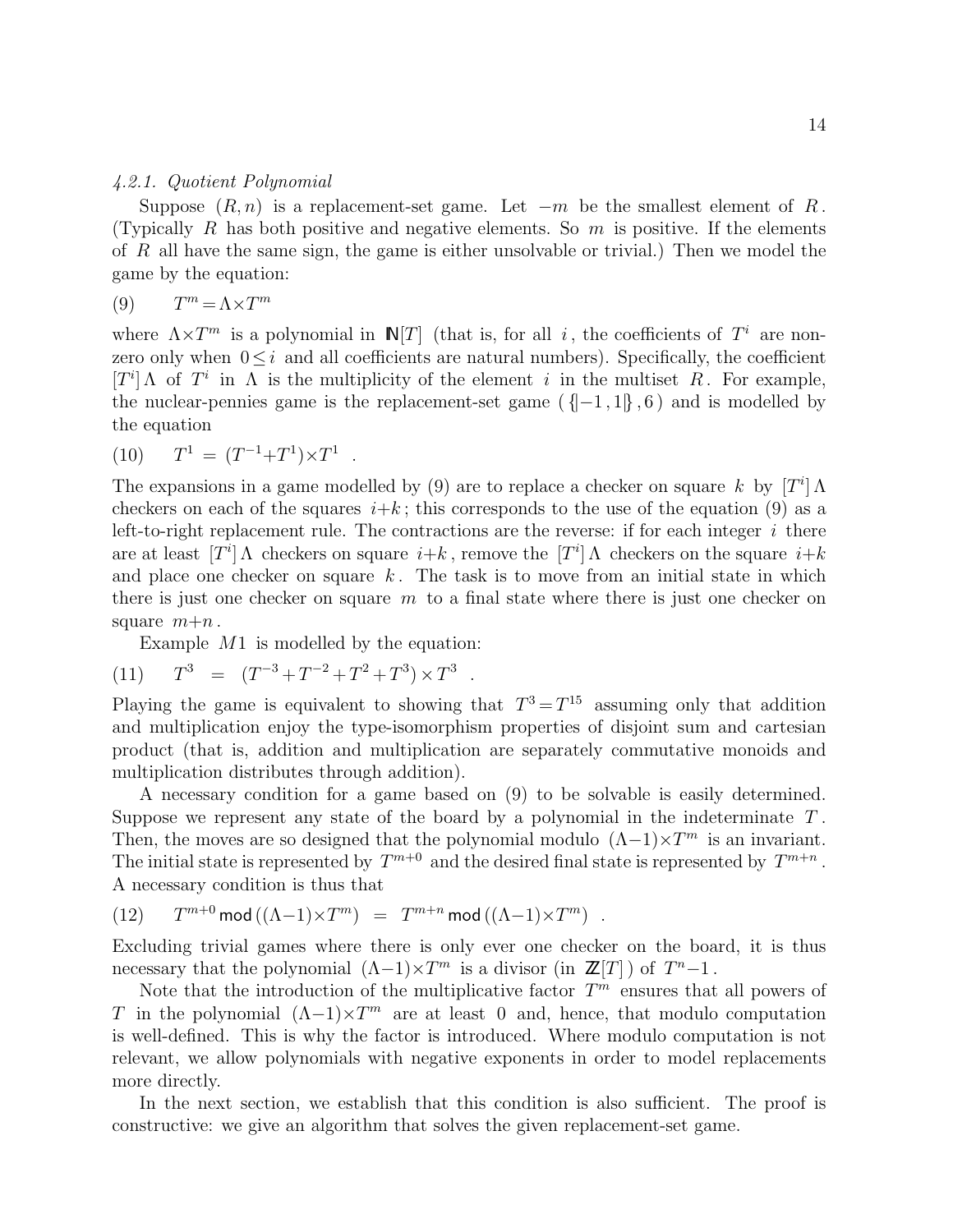#### 4.2.1. Quotient Polynomial

Suppose $(R,n)$ is a replacement-set game. Let $-m$ be the smallest element of $R$. (Typically $R$ has both positive and negative elements. So $m$ is positive. If the elements of $R$ all have the same sign, the game is either unsolvable or trivial.) Then we model the game by the equation:

$$(9) \qquad T^m = \Lambda \times T^m$$

where $\Lambda \times T^m$ is a polynomial in $\mathbb{N}[T]$ (that is, for all $i$, the coefficients of $T^i$ are non-zero only when $0 \leq i$ and all coefficients are natural numbers). Specifically, the coefficient $[T^i]\Lambda$ of $T^i$ in $\Lambda$ is the multiplicity of the element $i$ in the multiset $R$. For example, the nuclear-pennies game is the replacement-set game $(\{\!|-1,1|\!\}, 6)$ and is modelled by the equation

$$(10) \qquad T^1 \;=\; (T^{-1}+T^1) \times T^1 \quad .$$

The expansions in a game modelled by (9) are to replace a checker on square $k$ by $[T^i]\Lambda$ checkers on each of the squares $i+k$; this corresponds to the use of the equation (9) as a left-to-right replacement rule. The contractions are the reverse: if for each integer $i$ there are at least $[T^i]\Lambda$ checkers on square $i+k$, remove the $[T^i]\Lambda$ checkers on the square $i+k$ and place one checker on square $k$. The task is to move from an initial state in which there is just one checker on square $m$ to a final state where there is just one checker on square $m+n$.

Example $M1$ is modelled by the equation:

$$(11) \qquad T^3 \;\;=\;\; (T^{-3}+T^{-2}+T^2+T^3) \times T^3 \quad .$$

Playing the game is equivalent to showing that $T^3 = T^{15}$ assuming only that addition and multiplication enjoy the type-isomorphism properties of disjoint sum and cartesian product (that is, addition and multiplication are separately commutative monoids and multiplication distributes through addition).

A necessary condition for a game based on (9) to be solvable is easily determined. Suppose we represent any state of the board by a polynomial in the indeterminate $T$. Then, the moves are so designed that the polynomial modulo $(\Lambda-1)\times T^m$ is an invariant. The initial state is represented by $T^{m+0}$ and the desired final state is represented by $T^{m+n}$. A necessary condition is thus that

$$(12) \qquad T^{m+0} \,\mathsf{mod}\, ((\Lambda-1)\times T^m) \;\;=\;\; T^{m+n} \,\mathsf{mod}\, ((\Lambda-1)\times T^m) \quad .$$

Excluding trivial games where there is only ever one checker on the board, it is thus necessary that the polynomial $(\Lambda-1)\times T^m$ is a divisor (in $\mathbb{Z}[T]$) of $T^n-1$.

Note that the introduction of the multiplicative factor $T^m$ ensures that all powers of $T$ in the polynomial $(\Lambda-1)\times T^m$ are at least $0$ and, hence, that modulo computation is well-defined. This is why the factor is introduced. Where modulo computation is not relevant, we allow polynomials with negative exponents in order to model replacements more directly.

In the next section, we establish that this condition is also sufficient. The proof is constructive: we give an algorithm that solves the given replacement-set game.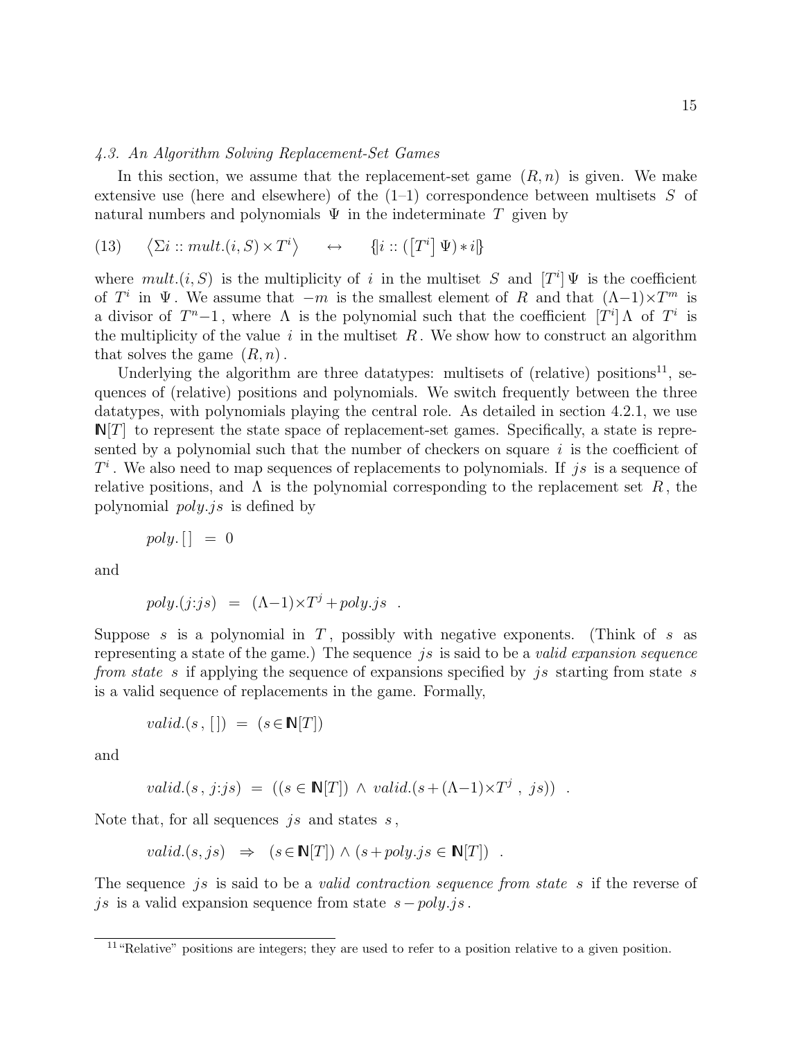*4.3. An Algorithm Solving Replacement-Set Games*

In this section, we assume that the replacement-set game $(R,n)$ is given. We make extensive use (here and elsewhere) of the (1–1) correspondence between multisets $S$ of natural numbers and polynomials $\Psi$ in the indeterminate $T$ given by

$$(13) \qquad \langle \Sigma i :: mult.(i,S) \times T^i \rangle \qquad \leftrightarrow \qquad \{\!| i :: ([T^i]\,\Psi) * i |\!\}$$

where $mult.(i,S)$ is the multiplicity of $i$ in the multiset $S$ and $[T^i]\,\Psi$ is the coefficient of $T^i$ in $\Psi$. We assume that $-m$ is the smallest element of $R$ and that $(\Lambda{-}1)\times T^m$ is a divisor of $T^n{-}1$, where $\Lambda$ is the polynomial such that the coefficient $[T^i]\,\Lambda$ of $T^i$ is the multiplicity of the value $i$ in the multiset $R$. We show how to construct an algorithm that solves the game $(R,n)$.

Underlying the algorithm are three datatypes: multisets of (relative) positions[11], sequences of (relative) positions and polynomials. We switch frequently between the three datatypes, with polynomials playing the central role. As detailed in section 4.2.1, we use $\mathbb{N}[T]$ to represent the state space of replacement-set games. Specifically, a state is represented by a polynomial such that the number of checkers on square $i$ is the coefficient of $T^i$. We also need to map sequences of replacements to polynomials. If $js$ is a sequence of relative positions, and $\Lambda$ is the polynomial corresponding to the replacement set $R$, the polynomial $poly.js$ is defined by

$$poly.[\,] \;=\; 0$$

and

$$poly.(j{:}js) \;=\; (\Lambda{-}1)\times T^j + poly.js \quad .$$

Suppose $s$ is a polynomial in $T$, possibly with negative exponents. (Think of $s$ as representing a state of the game.) The sequence $js$ is said to be a *valid expansion sequence from state* $s$ if applying the sequence of expansions specified by $js$ starting from state $s$ is a valid sequence of replacements in the game. Formally,

$$valid.(s\,,\,[\,]) \;=\; (s \in \mathbb{N}[T])$$

and

$$valid.(s\,,\,j{:}js) \;=\; ((s \in \mathbb{N}[T]) \;\wedge\; valid.(s + (\Lambda{-}1)\times T^j \;,\; js)) \quad .$$

Note that, for all sequences $js$ and states $s$,

$$valid.(s,js) \;\;\Rightarrow\;\; (s \in \mathbb{N}[T]) \wedge (s + poly.js \in \mathbb{N}[T]) \quad .$$

The sequence $js$ is said to be a *valid contraction sequence from state* $s$ if the reverse of $js$ is a valid expansion sequence from state $s - poly.js$.

[11] "Relative" positions are integers; they are used to refer to a position relative to a given position.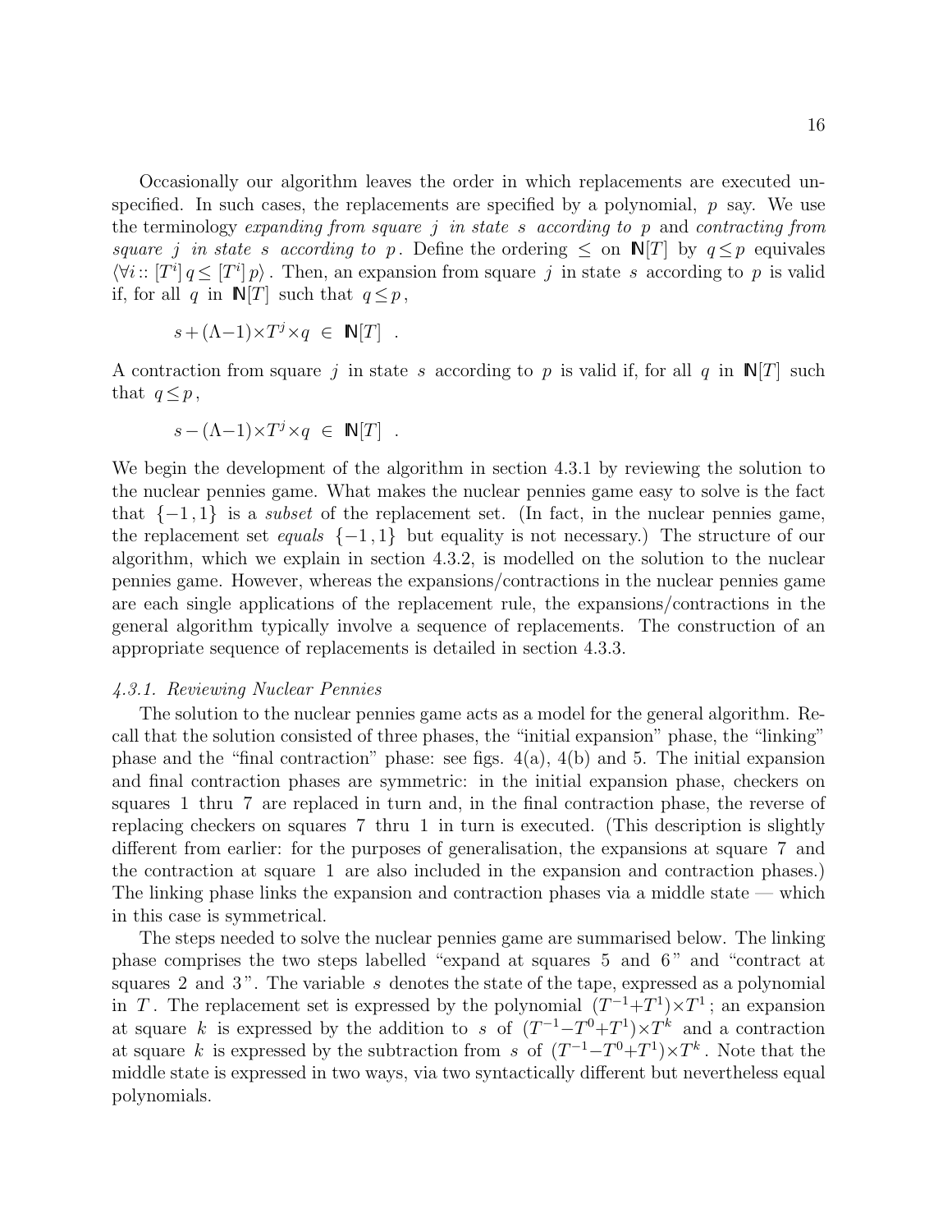Occasionally our algorithm leaves the order in which replacements are executed unspecified. In such cases, the replacements are specified by a polynomial, $p$ say. We use the terminology *expanding from square $j$ in state $s$ according to $p$* and *contracting from square $j$ in state $s$ according to $p$*. Define the ordering $\leq$ on $\mathbb{N}[T]$ by $q \leq p$ equivales $\langle \forall i :: [T^i]\, q \leq [T^i]\, p \rangle$. Then, an expansion from square $j$ in state $s$ according to $p$ is valid if, for all $q$ in $\mathbb{N}[T]$ such that $q \leq p$,

$$s + (\Lambda - 1) \times T^j \times q \;\in\; \mathbb{N}[T] \quad .$$

A contraction from square $j$ in state $s$ according to $p$ is valid if, for all $q$ in $\mathbb{N}[T]$ such that $q \leq p$,

$$s - (\Lambda - 1) \times T^j \times q \;\in\; \mathbb{N}[T] \quad .$$

We begin the development of the algorithm in section 4.3.1 by reviewing the solution to the nuclear pennies game. What makes the nuclear pennies game easy to solve is the fact that $\{-1, 1\}$ is a *subset* of the replacement set. (In fact, in the nuclear pennies game, the replacement set *equals* $\{-1, 1\}$ but equality is not necessary.) The structure of our algorithm, which we explain in section 4.3.2, is modelled on the solution to the nuclear pennies game. However, whereas the expansions/contractions in the nuclear pennies game are each single applications of the replacement rule, the expansions/contractions in the general algorithm typically involve a sequence of replacements. The construction of an appropriate sequence of replacements is detailed in section 4.3.3.

### *4.3.1. Reviewing Nuclear Pennies*

The solution to the nuclear pennies game acts as a model for the general algorithm. Recall that the solution consisted of three phases, the "initial expansion" phase, the "linking" phase and the "final contraction" phase: see figs. 4(a), 4(b) and 5. The initial expansion and final contraction phases are symmetric: in the initial expansion phase, checkers on squares 1 thru 7 are replaced in turn and, in the final contraction phase, the reverse of replacing checkers on squares 7 thru 1 in turn is executed. (This description is slightly different from earlier: for the purposes of generalisation, the expansions at square 7 and the contraction at square 1 are also included in the expansion and contraction phases.) The linking phase links the expansion and contraction phases via a middle state — which in this case is symmetrical.

The steps needed to solve the nuclear pennies game are summarised below. The linking phase comprises the two steps labelled "expand at squares 5 and 6" and "contract at squares 2 and 3". The variable $s$ denotes the state of the tape, expressed as a polynomial in $T$. The replacement set is expressed by the polynomial $(T^{-1}+T^{1}) \times T^{1}$; an expansion at square $k$ is expressed by the addition to $s$ of $(T^{-1}-T^{0}+T^{1}) \times T^{k}$ and a contraction at square $k$ is expressed by the subtraction from $s$ of $(T^{-1}-T^{0}+T^{1}) \times T^{k}$. Note that the middle state is expressed in two ways, via two syntactically different but nevertheless equal polynomials.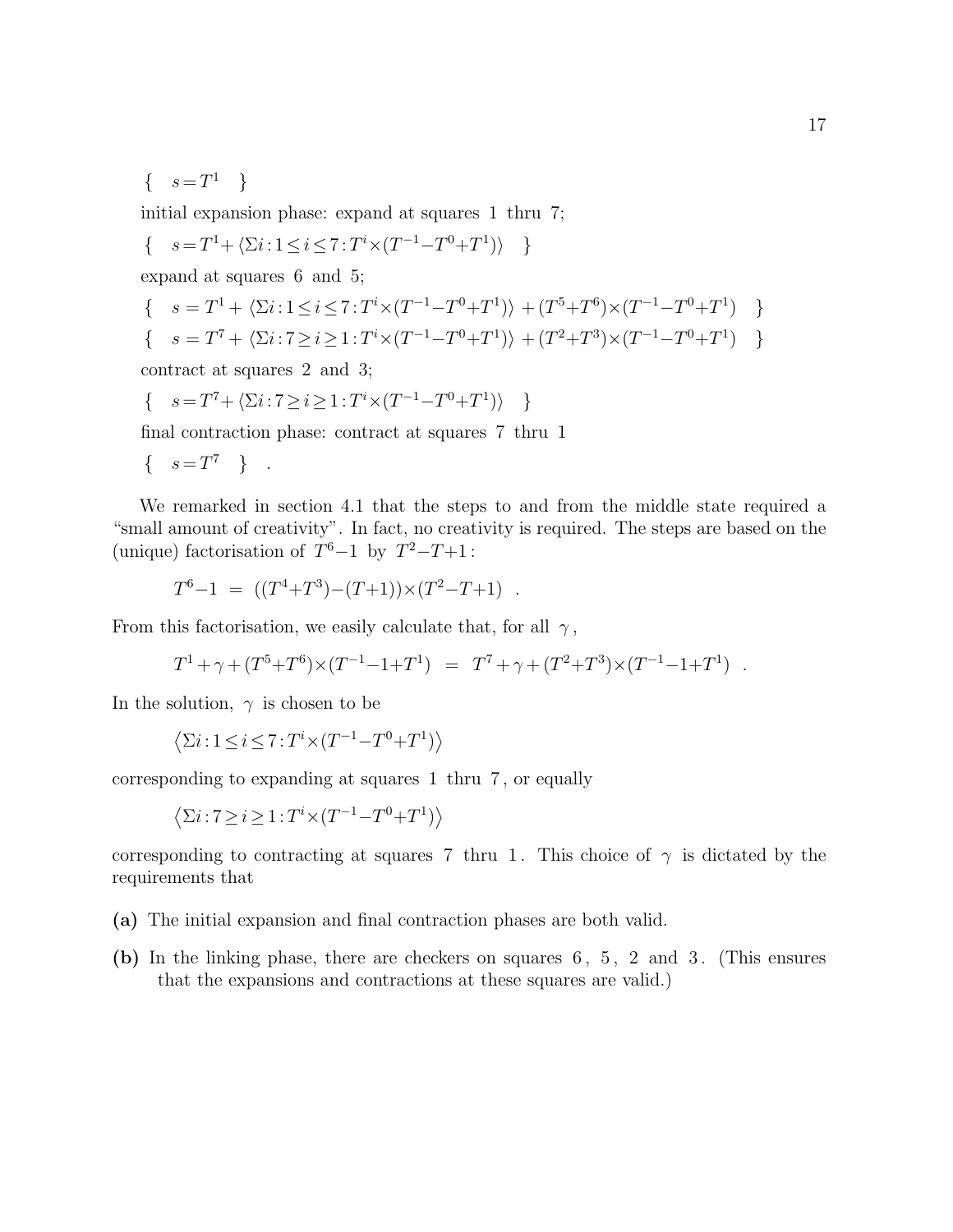$\{ \quad s = T^1 \quad \}$

initial expansion phase: expand at squares 1 thru 7;

$\{ \quad s = T^1 + \langle \Sigma i : 1 \le i \le 7 : T^i \times (T^{-1} - T^0 + T^1) \rangle \quad \}$

expand at squares 6 and 5;

$\{ \quad s = T^1 + \langle \Sigma i : 1 \le i \le 7 : T^i \times (T^{-1} - T^0 + T^1) \rangle + (T^5 + T^6) \times (T^{-1} - T^0 + T^1) \quad \}$

$\{ \quad s = T^7 + \langle \Sigma i : 7 \ge i \ge 1 : T^i \times (T^{-1} - T^0 + T^1) \rangle + (T^2 + T^3) \times (T^{-1} - T^0 + T^1) \quad \}$

contract at squares 2 and 3;

$\{ \quad s = T^7 + \langle \Sigma i : 7 \ge i \ge 1 : T^i \times (T^{-1} - T^0 + T^1) \rangle \quad \}$

final contraction phase: contract at squares 7 thru 1

$\{ \quad s = T^7 \quad \}$ .

We remarked in section 4.1 that the steps to and from the middle state required a "small amount of creativity". In fact, no creativity is required. The steps are based on the (unique) factorisation of $T^6 - 1$ by $T^2 - T + 1$ :

$$T^6 - 1 \;=\; ((T^4 + T^3) - (T + 1)) \times (T^2 - T + 1) \quad .$$

From this factorisation, we easily calculate that, for all $\gamma$,

$$T^1 + \gamma + (T^5 + T^6) \times (T^{-1} - 1 + T^1) \;=\; T^7 + \gamma + (T^2 + T^3) \times (T^{-1} - 1 + T^1) \quad .$$

In the solution, $\gamma$ is chosen to be

$$\langle \Sigma i : 1 \le i \le 7 : T^i \times (T^{-1} - T^0 + T^1) \rangle$$

corresponding to expanding at squares 1 thru 7, or equally

$$\langle \Sigma i : 7 \ge i \ge 1 : T^i \times (T^{-1} - T^0 + T^1) \rangle$$

corresponding to contracting at squares 7 thru 1. This choice of $\gamma$ is dictated by the requirements that

**(a)** The initial expansion and final contraction phases are both valid.

**(b)** In the linking phase, there are checkers on squares 6, 5, 2 and 3. (This ensures that the expansions and contractions at these squares are valid.)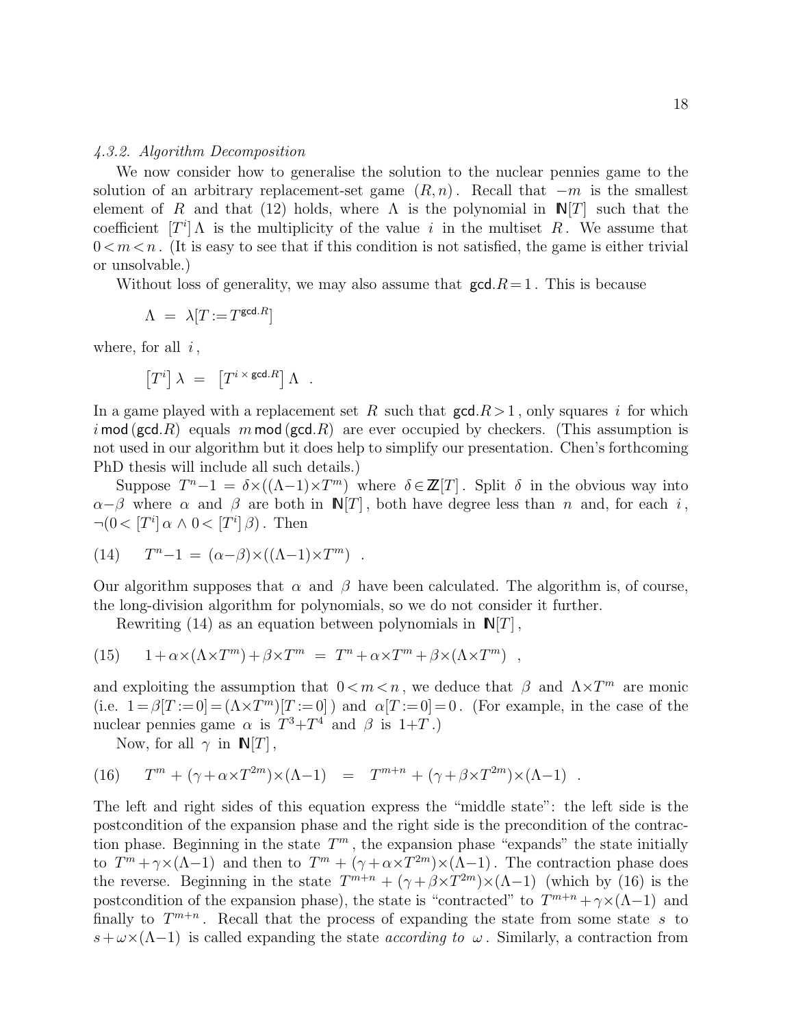#### *4.3.2. Algorithm Decomposition*

We now consider how to generalise the solution to the nuclear pennies game to the solution of an arbitrary replacement-set game $(R, n)$. Recall that $-m$ is the smallest element of $R$ and that (12) holds, where $\Lambda$ is the polynomial in $\mathbb{N}[T]$ such that the coefficient $[T^i]\,\Lambda$ is the multiplicity of the value $i$ in the multiset $R$. We assume that $0<m<n$. (It is easy to see that if this condition is not satisfied, the game is either trivial or unsolvable.)

Without loss of generality, we may also assume that $\mathsf{gcd}.R=1$. This is because

$$\Lambda \;=\; \lambda[T:=T^{\mathsf{gcd}.R}]$$

where, for all $i$,

$$\left[T^i\right]\lambda \;=\; \left[T^{i\times \mathsf{gcd}.R}\right]\Lambda \quad .$$

In a game played with a replacement set $R$ such that $\mathsf{gcd}.R>1$, only squares $i$ for which $i\,\mathsf{mod}\,(\mathsf{gcd}.R)$ equals $m\,\mathsf{mod}\,(\mathsf{gcd}.R)$ are ever occupied by checkers. (This assumption is not used in our algorithm but it does help to simplify our presentation. Chen's forthcoming PhD thesis will include all such details.)

Suppose $T^n{-}1 \;=\; \delta\times((\Lambda{-}1)\times T^m)$ where $\delta\in\mathbb{Z}[T]$. Split $\delta$ in the obvious way into $\alpha{-}\beta$ where $\alpha$ and $\beta$ are both in $\mathbb{N}[T]$, both have degree less than $n$ and, for each $i$, $\neg(0<[T^i]\,\alpha \wedge 0<[T^i]\,\beta)$. Then

$$(14)\qquad T^n{-}1 \;=\; (\alpha{-}\beta)\times((\Lambda{-}1)\times T^m) \quad .$$

Our algorithm supposes that $\alpha$ and $\beta$ have been calculated. The algorithm is, of course, the long-division algorithm for polynomials, so we do not consider it further.

Rewriting (14) as an equation between polynomials in $\mathbb{N}[T]$,

$$(15)\qquad 1+\alpha\times(\Lambda\times T^m)+\beta\times T^m \;=\; T^n+\alpha\times T^m+\beta\times(\Lambda\times T^m) \quad ,$$

and exploiting the assumption that $0<m<n$, we deduce that $\beta$ and $\Lambda\times T^m$ are monic (i.e. $1=\beta[T:=0]=(\Lambda\times T^m)[T:=0]$) and $\alpha[T:=0]=0$. (For example, in the case of the nuclear pennies game $\alpha$ is $T^3{+}T^4$ and $\beta$ is $1{+}T$.)

Now, for all $\gamma$ in $\mathbb{N}[T]$,

$$(16)\qquad T^m + (\gamma+\alpha\times T^{2m})\times(\Lambda{-}1) \quad=\quad T^{m+n} + (\gamma+\beta\times T^{2m})\times(\Lambda{-}1) \quad .$$

The left and right sides of this equation express the "middle state": the left side is the postcondition of the expansion phase and the right side is the precondition of the contraction phase. Beginning in the state $T^m$, the expansion phase "expands" the state initially to $T^m+\gamma\times(\Lambda{-}1)$ and then to $T^m + (\gamma+\alpha\times T^{2m})\times(\Lambda{-}1)$. The contraction phase does the reverse. Beginning in the state $T^{m+n} + (\gamma+\beta\times T^{2m})\times(\Lambda{-}1)$ (which by (16) is the postcondition of the expansion phase), the state is "contracted" to $T^{m+n}+\gamma\times(\Lambda{-}1)$ and finally to $T^{m+n}$. Recall that the process of expanding the state from some state $s$ to $s+\omega\times(\Lambda{-}1)$ is called expanding the state *according to* $\omega$. Similarly, a contraction from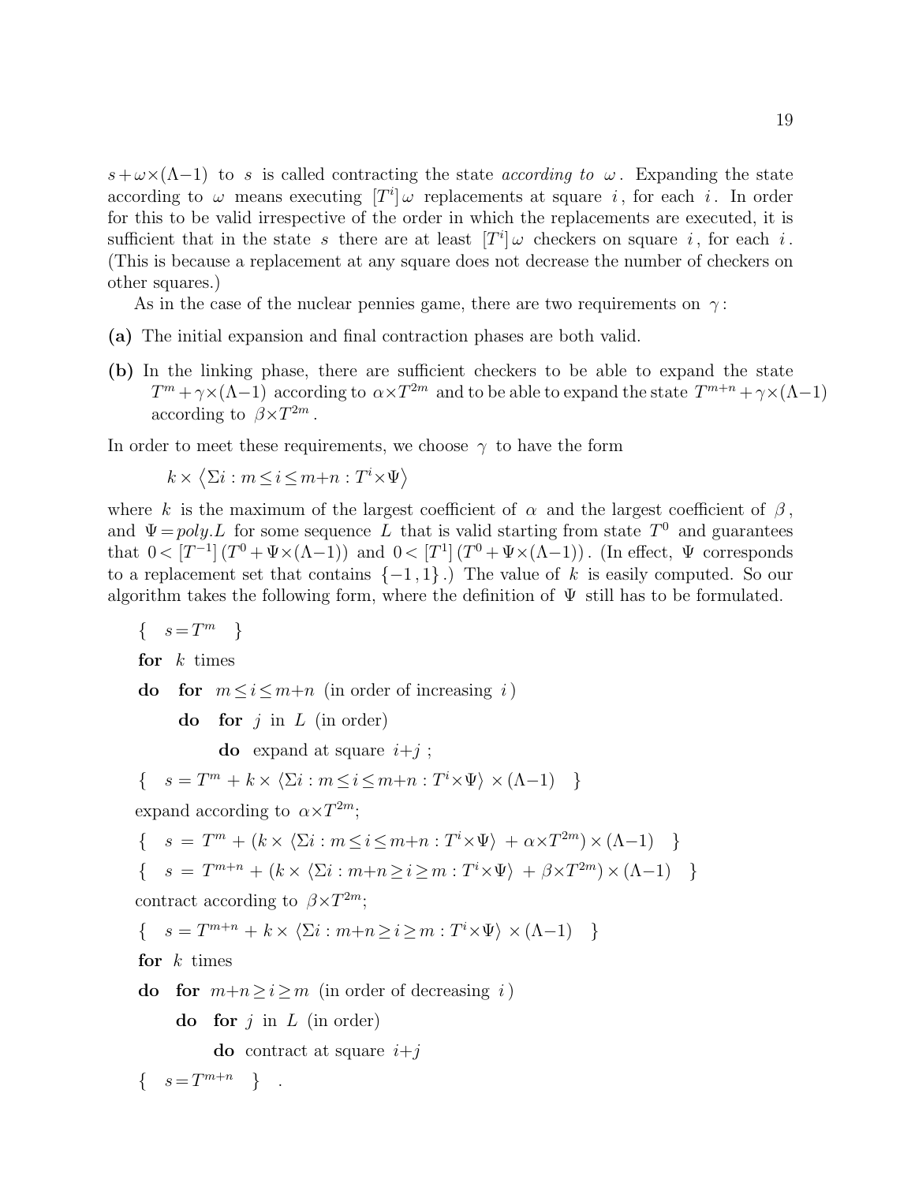$s+\omega\times(\Lambda-1)$ to $s$ is called contracting the state *according to* $\omega$. Expanding the state according to $\omega$ means executing $[T^i]\,\omega$ replacements at square $i$, for each $i$. In order for this to be valid irrespective of the order in which the replacements are executed, it is sufficient that in the state $s$ there are at least $[T^i]\,\omega$ checkers on square $i$, for each $i$. (This is because a replacement at any square does not decrease the number of checkers on other squares.)

As in the case of the nuclear pennies game, there are two requirements on $\gamma$:

**(a)** The initial expansion and final contraction phases are both valid.

**(b)** In the linking phase, there are sufficient checkers to be able to expand the state $T^m+\gamma\times(\Lambda-1)$ according to $\alpha\times T^{2m}$ and to be able to expand the state $T^{m+n}+\gamma\times(\Lambda-1)$ according to $\beta\times T^{2m}$.

In order to meet these requirements, we choose $\gamma$ to have the form

$$k\times\left\langle \Sigma i : m\leq i\leq m{+}n : T^i\times\Psi\right\rangle$$

where $k$ is the maximum of the largest coefficient of $\alpha$ and the largest coefficient of $\beta$, and $\Psi=poly.L$ for some sequence $L$ that is valid starting from state $T^0$ and guarantees that $0<[T^{-1}]\,(T^0+\Psi\times(\Lambda-1))$ and $0<[T^1]\,(T^0+\Psi\times(\Lambda-1))$. (In effect, $\Psi$ corresponds to a replacement set that contains $\{-1\,,1\}$.) The value of $k$ is easily computed. So our algorithm takes the following form, where the definition of $\Psi$ still has to be formulated.

$\{\quad s=T^m \quad\}$

**for** $k$ times

**do** **for** $m\leq i\leq m{+}n$ (in order of increasing $i$)

  **do** **for** $j$ in $L$ (in order)

    **do** expand at square $i{+}j$ ;

$\{\quad s=T^m+k\times\langle \Sigma i : m\leq i\leq m{+}n : T^i\times\Psi\rangle\times(\Lambda-1)\quad\}$

expand according to $\alpha\times T^{2m}$;

$\{\quad s\;=\;T^m+(k\times\langle \Sigma i : m\leq i\leq m{+}n : T^i\times\Psi\rangle\;+\alpha\times T^{2m})\times(\Lambda-1)\quad\}$

$\{\quad s\;=\;T^{m+n}+(k\times\langle \Sigma i : m{+}n\geq i\geq m : T^i\times\Psi\rangle\;+\beta\times T^{2m})\times(\Lambda-1)\quad\}$

contract according to $\beta\times T^{2m}$;

$\{\quad s=T^{m+n}+k\times\langle \Sigma i : m{+}n\geq i\geq m : T^i\times\Psi\rangle\times(\Lambda-1)\quad\}$

**for** $k$ times

**do** **for** $m{+}n\geq i\geq m$ (in order of decreasing $i$)

  **do** **for** $j$ in $L$ (in order)

    **do** contract at square $i{+}j$

$\{\quad s=T^{m+n}\quad\}$ .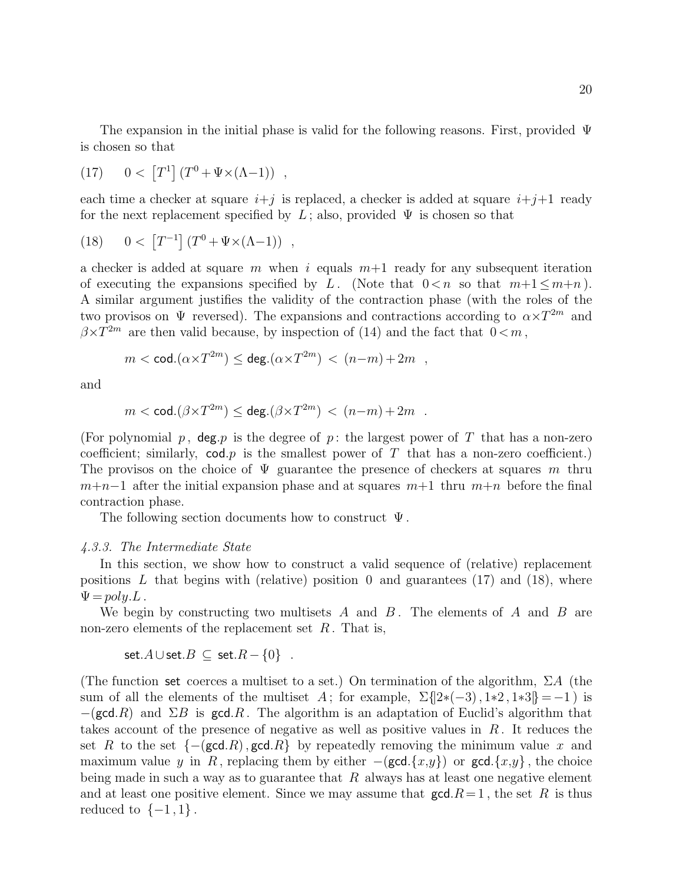The expansion in the initial phase is valid for the following reasons. First, provided $\Psi$ is chosen so that

$$(17) \qquad 0 < \left[T^1\right]\left(T^0 + \Psi{\times}(\Lambda{-}1)\right) \quad ,$$

each time a checker at square $i{+}j$ is replaced, a checker is added at square $i{+}j{+}1$ ready for the next replacement specified by $L$; also, provided $\Psi$ is chosen so that

$$(18) \qquad 0 < \left[T^{-1}\right]\left(T^0 + \Psi{\times}(\Lambda{-}1)\right) \quad ,$$

a checker is added at square $m$ when $i$ equals $m{+}1$ ready for any subsequent iteration of executing the expansions specified by $L$. (Note that $0{<}n$ so that $m{+}1 \leq m{+}n$). A similar argument justifies the validity of the contraction phase (with the roles of the two provisos on $\Psi$ reversed). The expansions and contractions according to $\alpha{\times}T^{2m}$ and $\beta{\times}T^{2m}$ are then valid because, by inspection of (14) and the fact that $0{<}m$,

$$m < \mathsf{cod}.(\alpha{\times}T^{2m}) \leq \mathsf{deg}.(\alpha{\times}T^{2m}) \; < \; (n{-}m) + 2m \quad ,$$

and

$$m < \mathsf{cod}.(\beta{\times}T^{2m}) \leq \mathsf{deg}.(\beta{\times}T^{2m}) \; < \; (n{-}m) + 2m \quad .$$

(For polynomial $p$, $\mathsf{deg}.p$ is the degree of $p$: the largest power of $T$ that has a non-zero coefficient; similarly, $\mathsf{cod}.p$ is the smallest power of $T$ that has a non-zero coefficient.) The provisos on the choice of $\Psi$ guarantee the presence of checkers at squares $m$ thru $m{+}n{-}1$ after the initial expansion phase and at squares $m{+}1$ thru $m{+}n$ before the final contraction phase.

The following section documents how to construct $\Psi$.

#### *4.3.3. The Intermediate State*

In this section, we show how to construct a valid sequence of (relative) replacement positions $L$ that begins with (relative) position $0$ and guarantees (17) and (18), where $\Psi = poly.L$.

We begin by constructing two multisets $A$ and $B$. The elements of $A$ and $B$ are non-zero elements of the replacement set $R$. That is,

$$\mathsf{set}.A \cup \mathsf{set}.B \; \subseteq \; \mathsf{set}.R - \{0\} \quad .$$

(The function $\mathsf{set}$ coerces a multiset to a set.) On termination of the algorithm, $\Sigma A$ (the sum of all the elements of the multiset $A$; for example, $\Sigma\{\!|2{*}(-3)\,,1{*}2\,,1{*}3|\!\} = -1$) is $-(\mathsf{gcd}.R)$ and $\Sigma B$ is $\mathsf{gcd}.R$. The algorithm is an adaptation of Euclid's algorithm that takes account of the presence of negative as well as positive values in $R$. It reduces the set $R$ to the set $\{-(\mathsf{gcd}.R), \mathsf{gcd}.R\}$ by repeatedly removing the minimum value $x$ and maximum value $y$ in $R$, replacing them by either $-(\mathsf{gcd}.\{x,y\})$ or $\mathsf{gcd}.\{x,y\}$, the choice being made in such a way as to guarantee that $R$ always has at least one negative element and at least one positive element. Since we may assume that $\mathsf{gcd}.R{=}1$, the set $R$ is thus reduced to $\{-1\,,1\}$.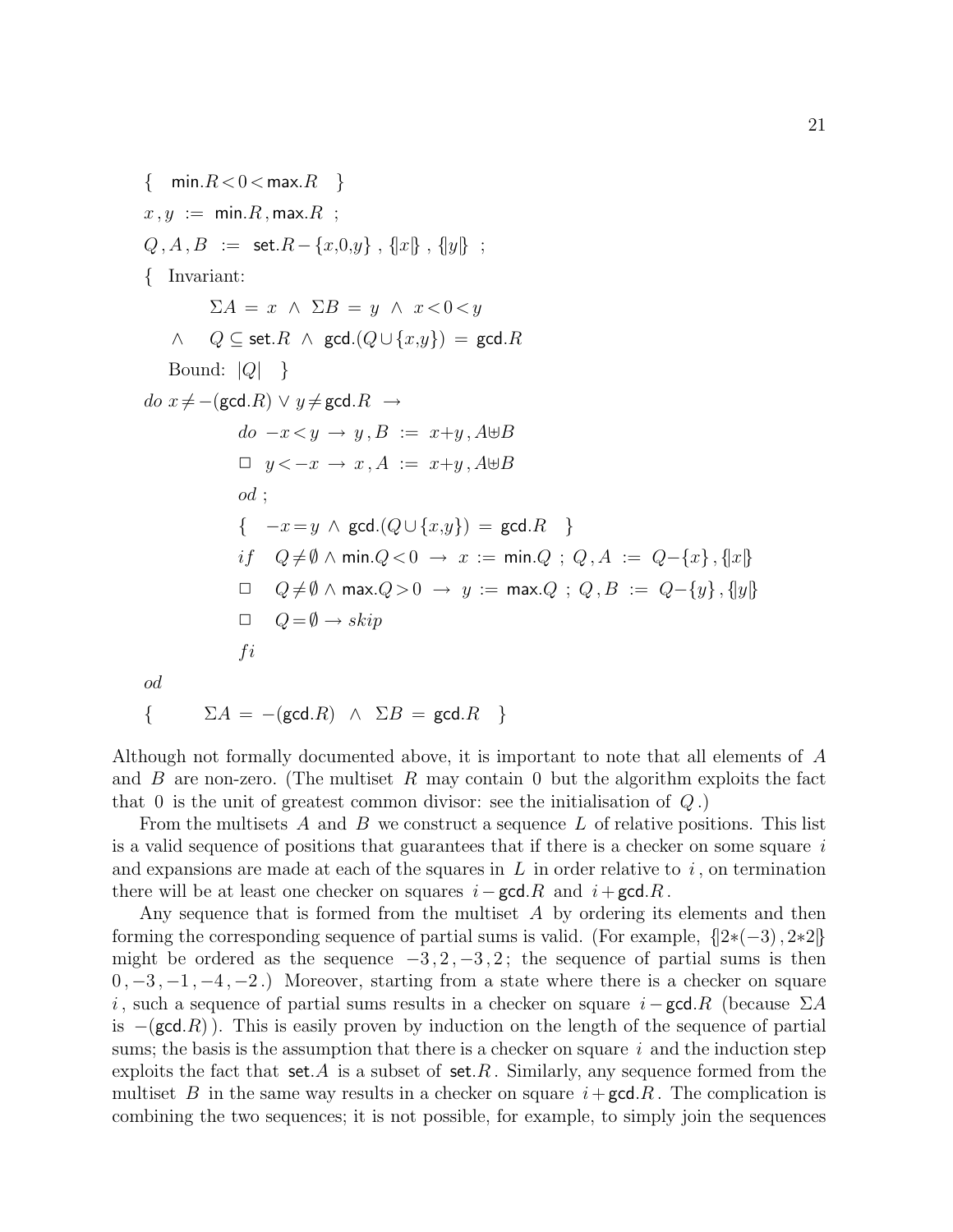$\{ \quad \mathsf{min}.R < 0 < \mathsf{max}.R \quad \}$

$x\,,y \;:=\; \mathsf{min}.R\,,\mathsf{max}.R \;\;;$

$Q\,,A\,,B \;:=\; \mathsf{set}.R - \{x{,}0{,}y\}\;,\;\{\!|x|\!\}\;,\;\{\!|y|\!\}\;\;;$

$\{$ Invariant:

$$\Sigma A \;=\; x \;\wedge\; \Sigma B \;=\; y \;\wedge\; x < 0 < y$$

$$\wedge \quad Q \subseteq \mathsf{set}.R \;\wedge\; \mathsf{gcd}.(Q \cup \{x{,}y\}) \;=\; \mathsf{gcd}.R$$

Bound: $|Q| \quad \}$

$do\ x \neq -(\mathsf{gcd}.R) \vee y \neq \mathsf{gcd}.R \;\rightarrow$

$\qquad do\ \ -x < y \;\rightarrow\; y\,,B \;:=\; x{+}y\,,A{\uplus}B$

$\qquad \Box\ \ y < -x \;\rightarrow\; x\,,A \;:=\; x{+}y\,,A{\uplus}B$

$\qquad od\ ;$

$\qquad \{ \quad -x = y \;\wedge\; \mathsf{gcd}.(Q \cup \{x{,}y\}) \;=\; \mathsf{gcd}.R \quad \}$

$\qquad if \quad Q \neq \emptyset \wedge \mathsf{min}.Q < 0 \;\rightarrow\; x \;:=\; \mathsf{min}.Q \;\;;\; Q\,,A \;:=\; Q{-}\{x\}\,,\{\!|x|\!\}$

$\qquad \Box \quad Q \neq \emptyset \wedge \mathsf{max}.Q > 0 \;\rightarrow\; y \;:=\; \mathsf{max}.Q \;\;;\; Q\,,B \;:=\; Q{-}\{y\}\,,\{\!|y|\!\}$

$\qquad \Box \quad Q = \emptyset \rightarrow skip$

$\qquad fi$

$od$

$\{ \qquad \Sigma A \;=\; -(\mathsf{gcd}.R) \;\wedge\; \Sigma B \;=\; \mathsf{gcd}.R \quad \}$

Although not formally documented above, it is important to note that all elements of $A$ and $B$ are non-zero. (The multiset $R$ may contain 0 but the algorithm exploits the fact that 0 is the unit of greatest common divisor: see the initialisation of $Q$.)

From the multisets $A$ and $B$ we construct a sequence $L$ of relative positions. This list is a valid sequence of positions that guarantees that if there is a checker on some square $i$ and expansions are made at each of the squares in $L$ in order relative to $i$, on termination there will be at least one checker on squares $i - \mathsf{gcd}.R$ and $i + \mathsf{gcd}.R$.

Any sequence that is formed from the multiset $A$ by ordering its elements and then forming the corresponding sequence of partial sums is valid. (For example, $\{\!|2{*}(-3)\,,2{*}2|\!\}$ might be ordered as the sequence $-3\,,2\,,-3\,,2$; the sequence of partial sums is then $0\,,-3\,,-1\,,-4\,,-2$.) Moreover, starting from a state where there is a checker on square $i$, such a sequence of partial sums results in a checker on square $i - \mathsf{gcd}.R$ (because $\Sigma A$ is $-(\mathsf{gcd}.R)$). This is easily proven by induction on the length of the sequence of partial sums; the basis is the assumption that there is a checker on square $i$ and the induction step exploits the fact that $\mathsf{set}.A$ is a subset of $\mathsf{set}.R$. Similarly, any sequence formed from the multiset $B$ in the same way results in a checker on square $i + \mathsf{gcd}.R$. The complication is combining the two sequences; it is not possible, for example, to simply join the sequences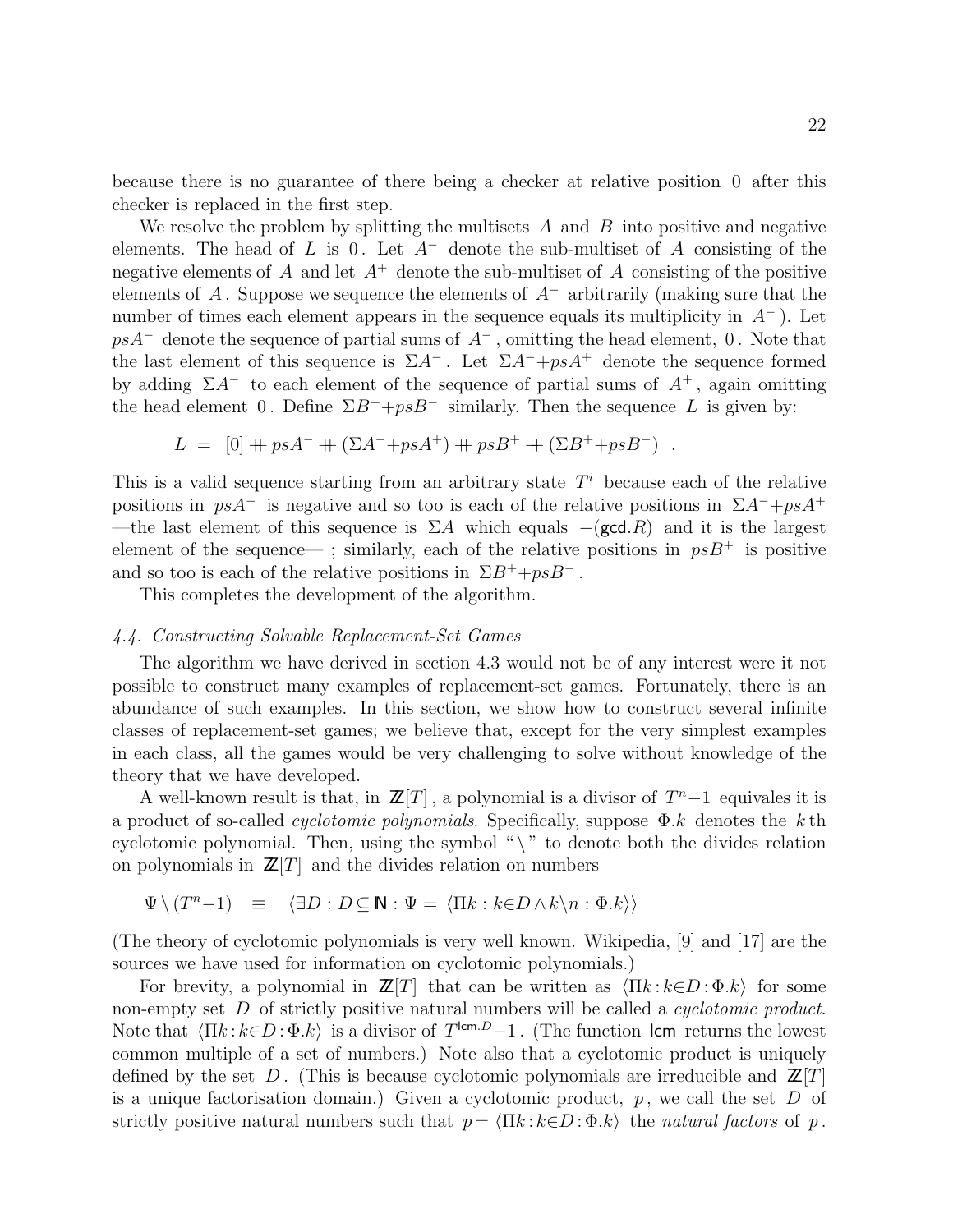because there is no guarantee of there being a checker at relative position $0$ after this checker is replaced in the first step.

We resolve the problem by splitting the multisets $A$ and $B$ into positive and negative elements. The head of $L$ is $0$. Let $A^-$ denote the sub-multiset of $A$ consisting of the negative elements of $A$ and let $A^+$ denote the sub-multiset of $A$ consisting of the positive elements of $A$. Suppose we sequence the elements of $A^-$ arbitrarily (making sure that the number of times each element appears in the sequence equals its multiplicity in $A^-$). Let $psA^-$ denote the sequence of partial sums of $A^-$, omitting the head element, $0$. Note that the last element of this sequence is $\Sigma A^-$. Let $\Sigma A^- {+} psA^+$ denote the sequence formed by adding $\Sigma A^-$ to each element of the sequence of partial sums of $A^+$, again omitting the head element $0$. Define $\Sigma B^+ {+} psB^-$ similarly. Then the sequence $L$ is given by:

$$L \;=\; [0] +\!\!+\; psA^- +\!\!+\; (\Sigma A^- {+} psA^+) +\!\!+\; psB^+ +\!\!+\; (\Sigma B^+ {+} psB^-) \quad .$$

This is a valid sequence starting from an arbitrary state $T^i$ because each of the relative positions in $psA^-$ is negative and so too is each of the relative positions in $\Sigma A^- {+} psA^+$ —the last element of this sequence is $\Sigma A$ which equals $-(\mathsf{gcd}.R)$ and it is the largest element of the sequence— ; similarly, each of the relative positions in $psB^+$ is positive and so too is each of the relative positions in $\Sigma B^+ {+} psB^-$.

This completes the development of the algorithm.

### *4.4. Constructing Solvable Replacement-Set Games*

The algorithm we have derived in section 4.3 would not be of any interest were it not possible to construct many examples of replacement-set games. Fortunately, there is an abundance of such examples. In this section, we show how to construct several infinite classes of replacement-set games; we believe that, except for the very simplest examples in each class, all the games would be very challenging to solve without knowledge of the theory that we have developed.

A well-known result is that, in $\mathbb{Z}[T]$, a polynomial is a divisor of $T^n{-}1$ equivales it is a product of so-called *cyclotomic polynomials*. Specifically, suppose $\Phi.k$ denotes the $k$th cyclotomic polynomial. Then, using the symbol "$\backslash$" to denote both the divides relation on polynomials in $\mathbb{Z}[T]$ and the divides relation on numbers

$$\Psi \backslash (T^n{-}1) \quad\equiv\quad \langle \exists D : D \subseteq \mathbb{N} : \Psi = \langle \Pi k : k{\in}D \wedge k\backslash n : \Phi.k \rangle\rangle$$

(The theory of cyclotomic polynomials is very well known. Wikipedia, [9] and [17] are the sources we have used for information on cyclotomic polynomials.)

For brevity, a polynomial in $\mathbb{Z}[T]$ that can be written as $\langle \Pi k : k{\in}D : \Phi.k \rangle$ for some non-empty set $D$ of strictly positive natural numbers will be called a *cyclotomic product*. Note that $\langle \Pi k : k{\in}D : \Phi.k \rangle$ is a divisor of $T^{\mathsf{lcm}.D}{-}1$. (The function $\mathsf{lcm}$ returns the lowest common multiple of a set of numbers.) Note also that a cyclotomic product is uniquely defined by the set $D$. (This is because cyclotomic polynomials are irreducible and $\mathbb{Z}[T]$ is a unique factorisation domain.) Given a cyclotomic product, $p$, we call the set $D$ of strictly positive natural numbers such that $p = \langle \Pi k : k{\in}D : \Phi.k \rangle$ the *natural factors* of $p$.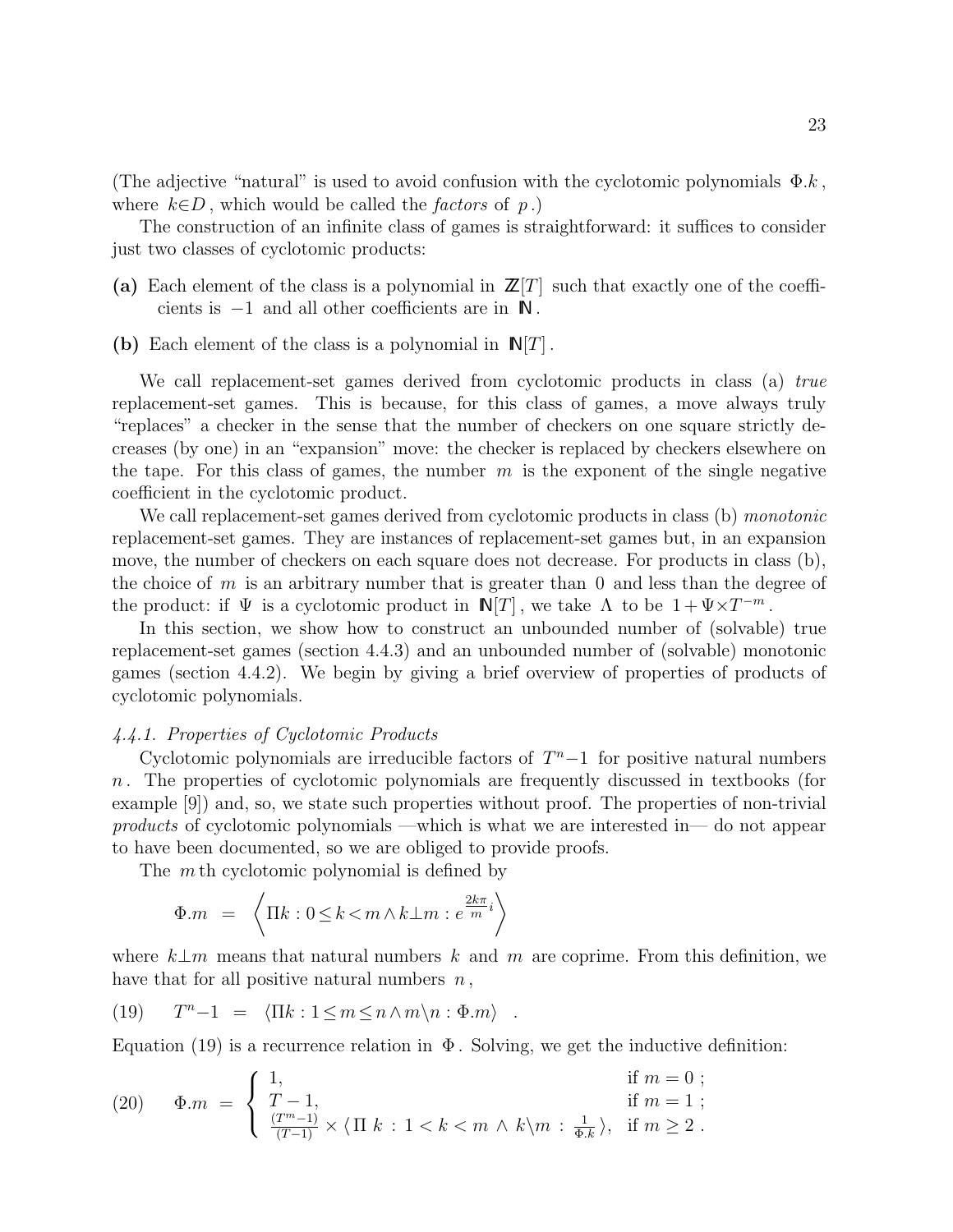(The adjective "natural" is used to avoid confusion with the cyclotomic polynomials $\Phi.k$, where $k \in D$, which would be called the *factors* of $p$.)

The construction of an infinite class of games is straightforward: it suffices to consider just two classes of cyclotomic products:

**(a)** Each element of the class is a polynomial in $\mathbb{Z}[T]$ such that exactly one of the coefficients is $-1$ and all other coefficients are in $\mathbb{N}$.

**(b)** Each element of the class is a polynomial in $\mathbb{N}[T]$.

We call replacement-set games derived from cyclotomic products in class (a) *true* replacement-set games. This is because, for this class of games, a move always truly "replaces" a checker in the sense that the number of checkers on one square strictly decreases (by one) in an "expansion" move: the checker is replaced by checkers elsewhere on the tape. For this class of games, the number $m$ is the exponent of the single negative coefficient in the cyclotomic product.

We call replacement-set games derived from cyclotomic products in class (b) *monotonic* replacement-set games. They are instances of replacement-set games but, in an expansion move, the number of checkers on each square does not decrease. For products in class (b), the choice of $m$ is an arbitrary number that is greater than $0$ and less than the degree of the product: if $\Psi$ is a cyclotomic product in $\mathbb{N}[T]$, we take $\Lambda$ to be $1+\Psi \times T^{-m}$.

In this section, we show how to construct an unbounded number of (solvable) true replacement-set games (section 4.4.3) and an unbounded number of (solvable) monotonic games (section 4.4.2). We begin by giving a brief overview of properties of products of cyclotomic polynomials.

*4.4.1. Properties of Cyclotomic Products*

Cyclotomic polynomials are irreducible factors of $T^n-1$ for positive natural numbers $n$. The properties of cyclotomic polynomials are frequently discussed in textbooks (for example [9]) and, so, we state such properties without proof. The properties of non-trivial *products* of cyclotomic polynomials —which is what we are interested in— do not appear to have been documented, so we are obliged to provide proofs.

The $m$th cyclotomic polynomial is defined by

$$\Phi.m \;=\; \left\langle \Pi k : 0 \leq k < m \wedge k \perp m : e^{\frac{2k\pi}{m}i} \right\rangle$$

where $k \perp m$ means that natural numbers $k$ and $m$ are coprime. From this definition, we have that for all positive natural numbers $n$,

$$(19) \qquad T^n - 1 \;=\; \langle \Pi k : 1 \leq m \leq n \wedge m \backslash n : \Phi.m \rangle \quad .$$

Equation (19) is a recurrence relation in $\Phi$. Solving, we get the inductive definition:

$$(20) \qquad \Phi.m \;=\; \begin{cases} 1, & \text{if } m = 0 \;; \\ T-1, & \text{if } m = 1 \;; \\ \frac{(T^m-1)}{(T-1)} \times \langle\, \Pi\ k \;:\; 1 < k < m \;\wedge\; k \backslash m \;:\; \frac{1}{\Phi.k} \,\rangle, & \text{if } m \geq 2 \;. \end{cases}$$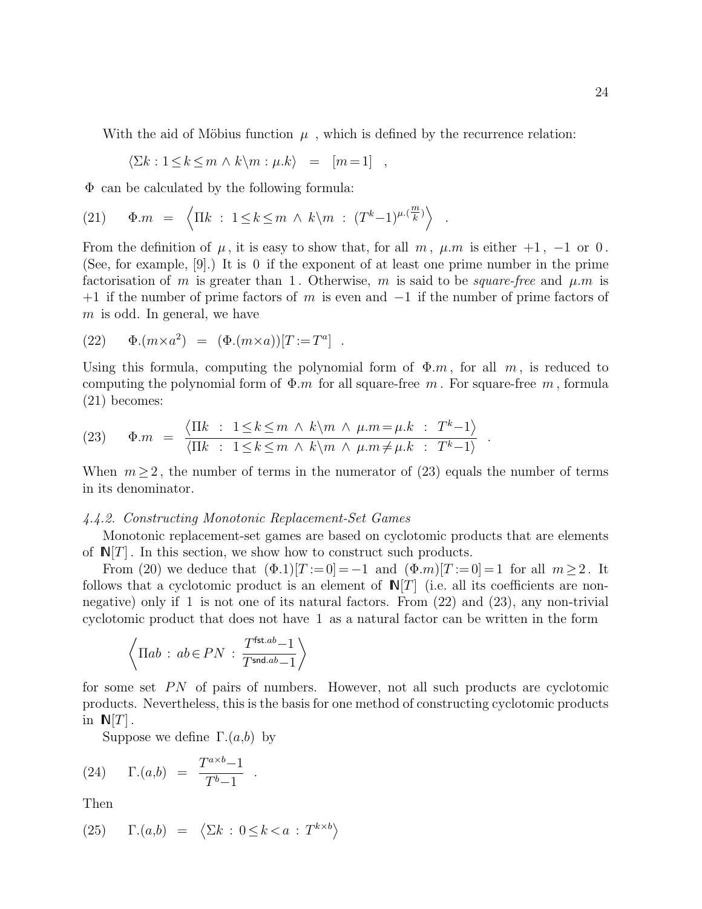With the aid of Möbius function $\mu$ , which is defined by the recurrence relation:

$$\langle \Sigma k : 1 \le k \le m \wedge k \backslash m : \mu.k \rangle \;\; = \;\; [m = 1] \quad ,$$

$\Phi$ can be calculated by the following formula:

$$(21) \qquad \Phi.m \;\; = \;\; \left\langle \Pi k \; : \; 1 \le k \le m \; \wedge \; k \backslash m \; : \; (T^k - 1)^{\mu.(\frac{m}{k})} \right\rangle \quad .$$

From the definition of $\mu$, it is easy to show that, for all $m$ , $\mu.m$ is either $+1$ , $-1$ or $0$ . (See, for example, [9].) It is $0$ if the exponent of at least one prime number in the prime factorisation of $m$ is greater than $1$ . Otherwise, $m$ is said to be *square-free* and $\mu.m$ is $+1$ if the number of prime factors of $m$ is even and $-1$ if the number of prime factors of $m$ is odd. In general, we have

$$(22) \qquad \Phi.(m \times a^2) \;\; = \;\; (\Phi.(m \times a))[T := T^a] \quad .$$

Using this formula, computing the polynomial form of $\Phi.m$ , for all $m$ , is reduced to computing the polynomial form of $\Phi.m$ for all square-free $m$ . For square-free $m$ , formula (21) becomes:

$$(23) \qquad \Phi.m \;\; = \;\; \frac{\langle \Pi k \;\; : \;\; 1 \le k \le m \; \wedge \; k \backslash m \; \wedge \; \mu.m = \mu.k \;\; : \;\; T^k - 1 \rangle}{\langle \Pi k \;\; : \;\; 1 \le k \le m \; \wedge \; k \backslash m \; \wedge \; \mu.m \ne \mu.k \;\; : \;\; T^k - 1 \rangle} \quad .$$

When $m \ge 2$ , the number of terms in the numerator of (23) equals the number of terms in its denominator.

*4.4.2. Constructing Monotonic Replacement-Set Games*

Monotonic replacement-set games are based on cyclotomic products that are elements of $\mathbb{N}[T]$ . In this section, we show how to construct such products.

From (20) we deduce that $(\Phi.1)[T := 0] = -1$ and $(\Phi.m)[T := 0] = 1$ for all $m \ge 2$ . It follows that a cyclotomic product is an element of $\mathbb{N}[T]$ (i.e. all its coefficients are non-negative) only if $1$ is not one of its natural factors. From (22) and (23), any non-trivial cyclotomic product that does not have $1$ as a natural factor can be written in the form

$$\left\langle \Pi ab \; : \; ab \in PN \; : \; \frac{T^{\mathsf{fst}.ab} - 1}{T^{\mathsf{snd}.ab} - 1} \right\rangle$$

for some set $PN$ of pairs of numbers. However, not all such products are cyclotomic products. Nevertheless, this is the basis for one method of constructing cyclotomic products in $\mathbb{N}[T]$ .

Suppose we define $\Gamma.(a,b)$ by

$$(24) \qquad \Gamma.(a,b) \;\; = \;\; \frac{T^{a \times b} - 1}{T^b - 1} \quad .$$

Then

$$(25) \qquad \Gamma.(a,b) \;\; = \;\; \left\langle \Sigma k \; : \; 0 \le k < a \; : \; T^{k \times b} \right\rangle$$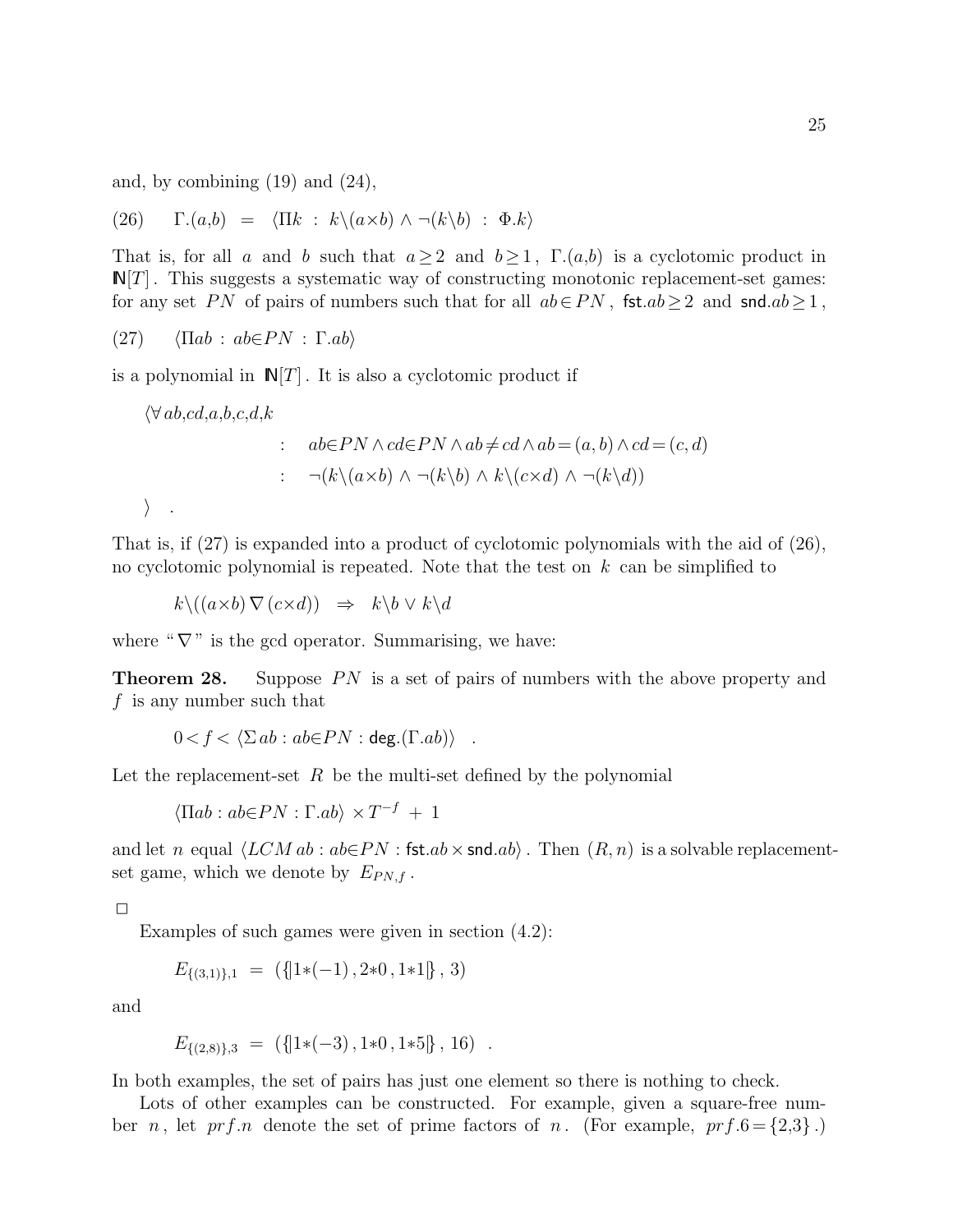and, by combining (19) and (24),

$$(26) \qquad \Gamma.(a{,}b) \;\; = \;\; \langle \Pi k \;:\; k\backslash(a{\times}b) \wedge \neg(k\backslash b) \;:\; \Phi.k \rangle$$

That is, for all $a$ and $b$ such that $a \geq 2$ and $b \geq 1$, $\Gamma.(a{,}b)$ is a cyclotomic product in $\mathbb{N}[T]$. This suggests a systematic way of constructing monotonic replacement-set games: for any set $PN$ of pairs of numbers such that for all $ab \in PN$, $\mathsf{fst}.ab \geq 2$ and $\mathsf{snd}.ab \geq 1$,

$$(27) \qquad \langle \Pi ab \;:\; ab{\in}PN \;:\; \Gamma.ab \rangle$$

is a polynomial in $\mathbb{N}[T]$. It is also a cyclotomic product if

$$\begin{array}{ll} \langle \forall\, ab{,}cd{,}a{,}b{,}c{,}d{,}k & \\ \quad : & ab{\in}PN \wedge cd{\in}PN \wedge ab{\neq}cd \wedge ab{=}(a,b) \wedge cd{=}(c,d) \\ \quad : & \neg(k\backslash(a{\times}b) \wedge \neg(k\backslash b) \wedge k\backslash(c{\times}d) \wedge \neg(k\backslash d)) \\ \rangle \quad . & \end{array}$$

That is, if (27) is expanded into a product of cyclotomic polynomials with the aid of (26), no cyclotomic polynomial is repeated. Note that the test on $k$ can be simplified to

$$k\backslash((a{\times}b)\,\nabla\,(c{\times}d)) \;\;\Rightarrow\;\; k\backslash b \vee k\backslash d$$

where "$\nabla$" is the gcd operator. Summarising, we have:

**Theorem 28.** Suppose $PN$ is a set of pairs of numbers with the above property and $f$ is any number such that

$$0 < f < \langle \Sigma\, ab : ab{\in}PN : \mathsf{deg}.(\Gamma.ab) \rangle \quad .$$

Let the replacement-set $R$ be the multi-set defined by the polynomial

$$\langle \Pi ab : ab{\in}PN : \Gamma.ab \rangle \times T^{-f} \; + \; 1$$

and let $n$ equal $\langle LCM\; ab : ab{\in}PN : \mathsf{fst}.ab \times \mathsf{snd}.ab \rangle$. Then $(R, n)$ is a solvable replacement-set game, which we denote by $E_{PN,f}$.

□

Examples of such games were given in section (4.2):

$$E_{\{(3,1)\},1} \;\; = \;\; (\{\!|1{*}(-1)\,, 2{*}0\,, 1{*}1|\!\}\,,\, 3)$$

and

$$E_{\{(2,8)\},3} \;\; = \;\; (\{\!|1{*}(-3)\,, 1{*}0\,, 1{*}5|\!\}\,,\, 16) \quad .$$

In both examples, the set of pairs has just one element so there is nothing to check.

Lots of other examples can be constructed. For example, given a square-free number $n$, let $prf.n$ denote the set of prime factors of $n$. (For example, $prf.6 = \{2{,}3\}$.)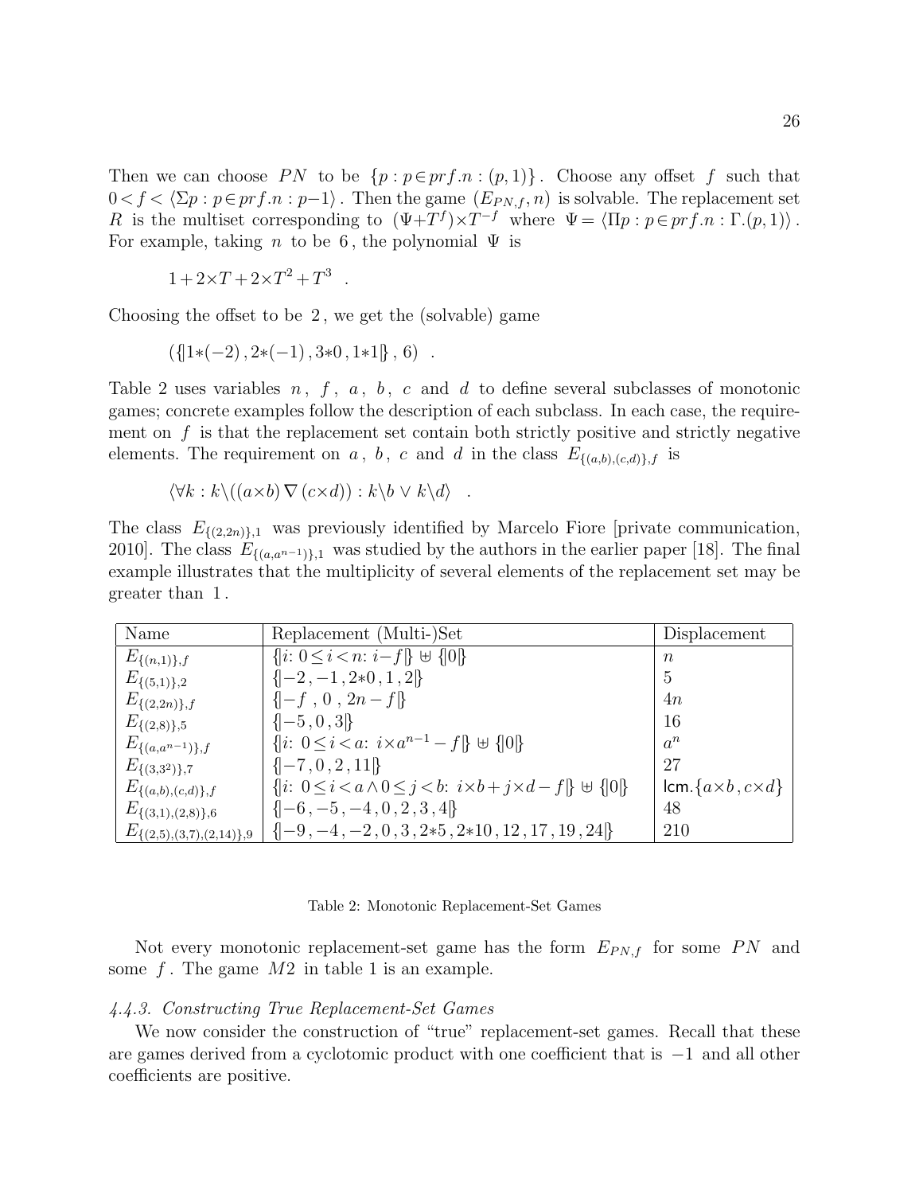Then we can choose $PN$ to be $\{p : p \in prf.n : (p,1)\}$. Choose any offset $f$ such that $0 < f < \langle \Sigma p : p \in prf.n : p-1 \rangle$. Then the game $(E_{PN,f}, n)$ is solvable. The replacement set $R$ is the multiset corresponding to $(\Psi + T^f) \times T^{-f}$ where $\Psi = \langle \Pi p : p \in prf.n : \Gamma.(p,1) \rangle$. For example, taking $n$ to be $6$, the polynomial $\Psi$ is

$$1 + 2 \times T + 2 \times T^2 + T^3 \quad .$$

Choosing the offset to be $2$, we get the (solvable) game

$$(\{\!|1*(-2), 2*(-1), 3*0, 1*1|\!\}, 6) \quad .$$

Table 2 uses variables $n$, $f$, $a$, $b$, $c$ and $d$ to define several subclasses of monotonic games; concrete examples follow the description of each subclass. In each case, the requirement on $f$ is that the replacement set contain both strictly positive and strictly negative elements. The requirement on $a$, $b$, $c$ and $d$ in the class $E_{\{(a,b),(c,d)\},f}$ is

$$\langle \forall k : k \backslash ((a \times b) \nabla (c \times d)) : k \backslash b \vee k \backslash d \rangle \quad .$$

The class $E_{\{(2,2n)\},1}$ was previously identified by Marcelo Fiore [private communication, 2010]. The class $E_{\{(a,a^{n-1})\},1}$ was studied by the authors in the earlier paper [18]. The final example illustrates that the multiplicity of several elements of the replacement set may be greater than $1$.

| Name | Replacement (Multi-)Set | Displacement |
|---|---|---|
| $E_{\{(n,1)\},f}$ | $\{\!\lvert i \colon 0 \le i < n \colon i - f \rvert\!\} \uplus \{\!\lvert 0 \rvert\!\}$ | $n$ |
| $E_{\{(5,1)\},2}$ | $\{\!\lvert -2, -1, 2*0, 1, 2 \rvert\!\}$ | $5$ |
| $E_{\{(2,2n)\},f}$ | $\{\!\lvert -f , 0 , 2n - f \rvert\!\}$ | $4n$ |
| $E_{\{(2,8)\},5}$ | $\{\!\lvert -5, 0, 3 \rvert\!\}$ | $16$ |
| $E_{\{(a,a^{n-1})\},f}$ | $\{\!\lvert i \colon 0 \le i < a \colon i \times a^{n-1} - f \rvert\!\} \uplus \{\!\lvert 0 \rvert\!\}$ | $a^n$ |
| $E_{\{(3,3^2)\},7}$ | $\{\!\lvert -7, 0, 2, 11 \rvert\!\}$ | $27$ |
| $E_{\{(a,b),(c,d)\},f}$ | $\{\!\lvert i \colon 0 \le i < a \wedge 0 \le j < b \colon i \times b + j \times d - f \rvert\!\} \uplus \{\!\lvert 0 \rvert\!\}$ | $\mathsf{lcm}.\{a \times b , c \times d\}$ |
| $E_{\{(3,1),(2,8)\},6}$ | $\{\!\lvert -6, -5, -4, 0, 2, 3, 4 \rvert\!\}$ | $48$ |
| $E_{\{(2,5),(3,7),(2,14)\},9}$ | $\{\!\lvert -9, -4, -2, 0, 3, 2*5, 2*10, 12, 17, 19, 24 \rvert\!\}$ | $210$ |

Table 2: Monotonic Replacement-Set Games

Not every monotonic replacement-set game has the form $E_{PN,f}$ for some $PN$ and some $f$. The game $M2$ in table 1 is an example.

#### *4.4.3. Constructing True Replacement-Set Games*

We now consider the construction of "true" replacement-set games. Recall that these are games derived from a cyclotomic product with one coefficient that is $-1$ and all other coefficients are positive.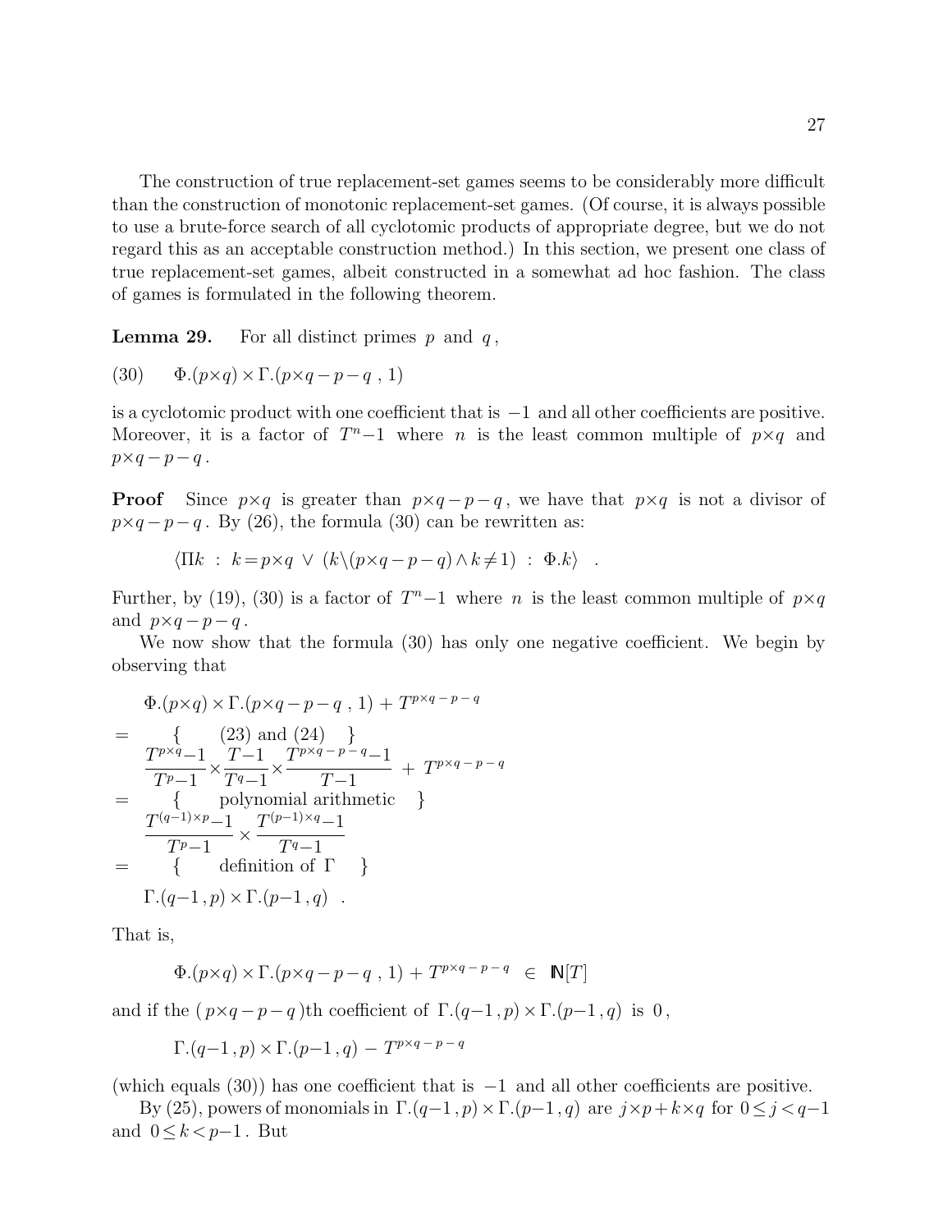The construction of true replacement-set games seems to be considerably more difficult than the construction of monotonic replacement-set games. (Of course, it is always possible to use a brute-force search of all cyclotomic products of appropriate degree, but we do not regard this as an acceptable construction method.) In this section, we present one class of true replacement-set games, albeit constructed in a somewhat ad hoc fashion. The class of games is formulated in the following theorem.

**Lemma 29.** For all distinct primes $p$ and $q$,

$$(30) \qquad \Phi.(p{\times}q) \times \Gamma.(p{\times}q - p - q \ , \ 1)$$

is a cyclotomic product with one coefficient that is $-1$ and all other coefficients are positive. Moreover, it is a factor of $T^n{-}1$ where $n$ is the least common multiple of $p{\times}q$ and $p{\times}q - p - q$.

**Proof** Since $p{\times}q$ is greater than $p{\times}q - p - q$, we have that $p{\times}q$ is not a divisor of $p{\times}q - p - q$. By (26), the formula (30) can be rewritten as:

$$\langle \Pi k \ : \ k = p{\times}q \ \vee \ (k \backslash (p{\times}q - p - q) \wedge k \neq 1) \ : \ \Phi.k \rangle \quad .$$

Further, by (19), (30) is a factor of $T^n{-}1$ where $n$ is the least common multiple of $p{\times}q$ and $p{\times}q - p - q$.

We now show that the formula (30) has only one negative coefficient. We begin by observing that

$$
\begin{array}{ll}
 & \Phi.(p{\times}q) \times \Gamma.(p{\times}q - p - q \ , \ 1) + T^{p \times q \, - \, p \, - \, q} \\
= & \quad \{ \quad (23) \text{ and } (24) \quad \} \\
 & \dfrac{T^{p \times q}{-}1}{T^p{-}1} \times \dfrac{T{-}1}{T^q{-}1} \times \dfrac{T^{p \times q \, - \, p \, - \, q}{-}1}{T{-}1} \ + \ T^{p \times q \, - \, p \, - \, q} \\
= & \quad \{ \quad \text{polynomial arithmetic} \quad \} \\
 & \dfrac{T^{(q-1) \times p}{-}1}{T^p{-}1} \times \dfrac{T^{(p-1) \times q}{-}1}{T^q{-}1} \\
= & \quad \{ \quad \text{definition of } \Gamma \quad \} \\
 & \Gamma.(q{-}1 \, , p) \times \Gamma.(p{-}1 \, , q) \quad .
\end{array}
$$

That is,

$$\Phi.(p{\times}q) \times \Gamma.(p{\times}q - p - q \ , \ 1) + T^{p \times q \, - \, p \, - \, q} \ \in \ \mathbb{N}[T]$$

and if the ( $p{\times}q - p - q$ )th coefficient of $\Gamma.(q{-}1 \, , p) \times \Gamma.(p{-}1 \, , q)$ is $0$,

$$\Gamma.(q{-}1 \, , p) \times \Gamma.(p{-}1 \, , q) \ - \ T^{p \times q \, - \, p \, - \, q}$$

(which equals (30)) has one coefficient that is $-1$ and all other coefficients are positive.

By (25), powers of monomials in $\Gamma.(q{-}1 \, , p) \times \Gamma.(p{-}1 \, , q)$ are $j{\times}p + k{\times}q$ for $0 \leq j < q{-}1$ and $0 \leq k < p{-}1$. But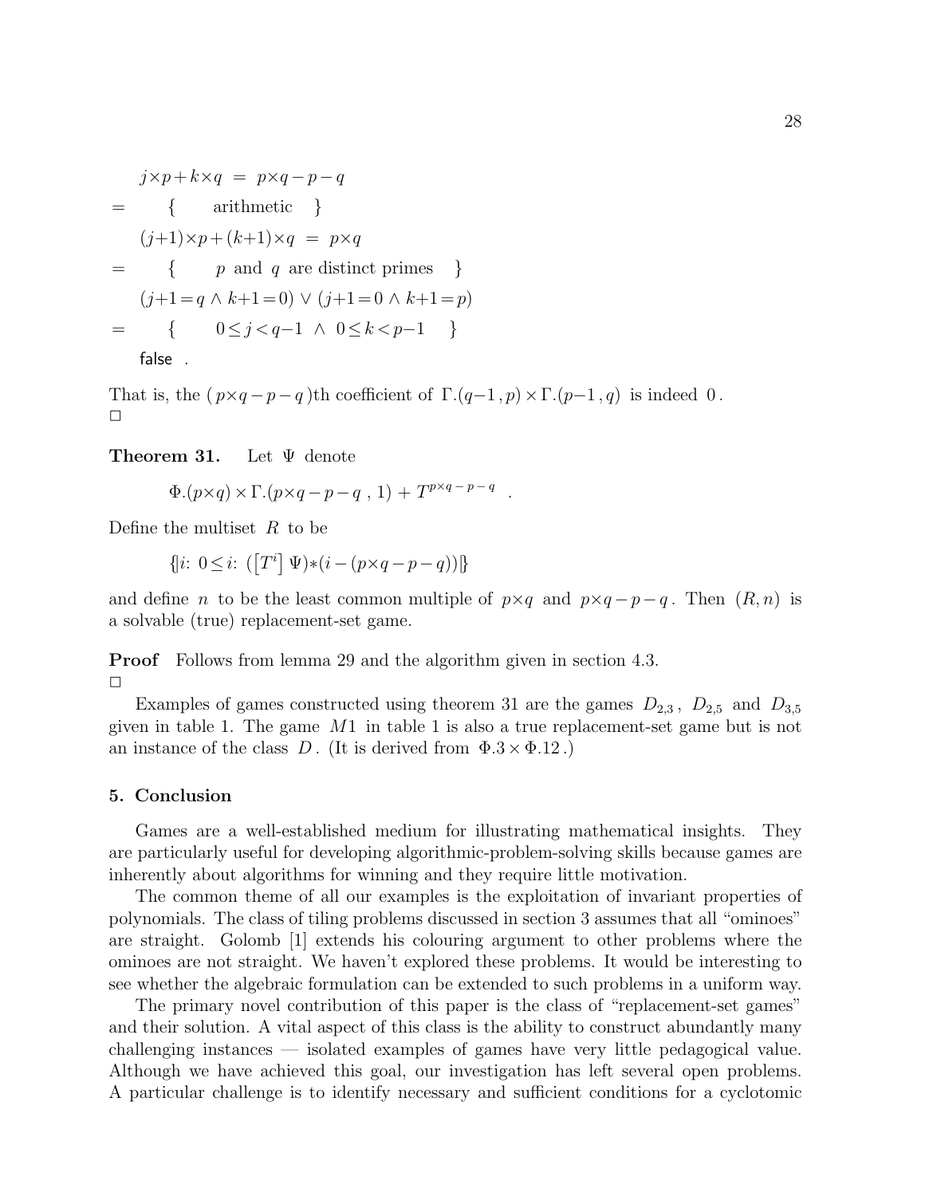$$
\begin{array}{ll}
& j\times p+k\times q \;=\; p\times q-p-q \\
= & \{ \quad \text{arithmetic} \quad \} \\
& (j{+}1)\times p+(k{+}1)\times q \;=\; p\times q \\
= & \{ \quad p \text{ and } q \text{ are distinct primes} \quad \} \\
& (j{+}1=q \,\wedge\, k{+}1=0) \vee (j{+}1=0 \,\wedge\, k{+}1=p) \\
= & \{ \quad 0\leq j<q{-}1 \;\wedge\; 0\leq k<p{-}1 \quad \} \\
& \mathsf{false} \;.
\end{array}
$$

That is, the ( $p\times q-p-q$ )th coefficient of $\Gamma.(q{-}1\,,p)\times\Gamma.(p{-}1\,,q)$ is indeed $0$.
□

**Theorem 31.** Let $\Psi$ denote

$$\Phi.(p\times q)\times\Gamma.(p\times q-p-q\ ,\ 1)\ +\ T^{p\times q\,-\,p\,-\,q} \quad .$$

Define the multiset $R$ to be

$$\{\!|i\colon\ 0\leq i\colon\ (\left[T^{i}\right]\ \Psi){*}(i-(p\times q-p-q))|\!\}$$

and define $n$ to be the least common multiple of $p\times q$ and $p\times q-p-q$. Then $(R,n)$ is a solvable (true) replacement-set game.

**Proof** Follows from lemma 29 and the algorithm given in section 4.3.
□

Examples of games constructed using theorem 31 are the games $D_{2,3}$, $D_{2,5}$ and $D_{3,5}$ given in table 1. The game $M1$ in table 1 is also a true replacement-set game but is not an instance of the class $D$. (It is derived from $\Phi.3\times\Phi.12$.)

## 5. Conclusion

Games are a well-established medium for illustrating mathematical insights. They are particularly useful for developing algorithmic-problem-solving skills because games are inherently about algorithms for winning and they require little motivation.

The common theme of all our examples is the exploitation of invariant properties of polynomials. The class of tiling problems discussed in section 3 assumes that all "ominoes" are straight. Golomb [1] extends his colouring argument to other problems where the ominoes are not straight. We haven't explored these problems. It would be interesting to see whether the algebraic formulation can be extended to such problems in a uniform way.

The primary novel contribution of this paper is the class of "replacement-set games" and their solution. A vital aspect of this class is the ability to construct abundantly many challenging instances — isolated examples of games have very little pedagogical value. Although we have achieved this goal, our investigation has left several open problems. A particular challenge is to identify necessary and sufficient conditions for a cyclotomic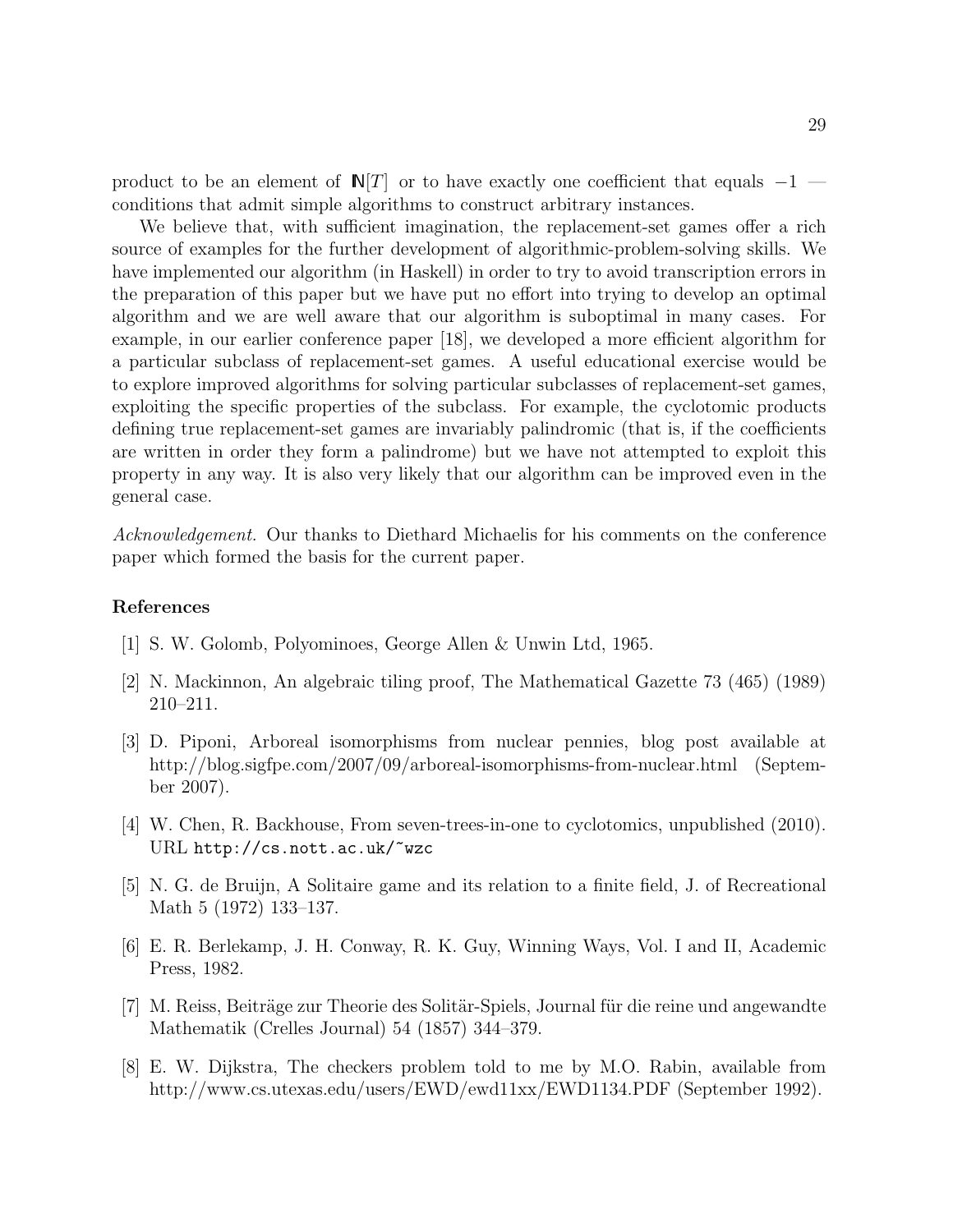product to be an element of $\mathbb{N}[T]$ or to have exactly one coefficient that equals $-1$ — conditions that admit simple algorithms to construct arbitrary instances.

We believe that, with sufficient imagination, the replacement-set games offer a rich source of examples for the further development of algorithmic-problem-solving skills. We have implemented our algorithm (in Haskell) in order to try to avoid transcription errors in the preparation of this paper but we have put no effort into trying to develop an optimal algorithm and we are well aware that our algorithm is suboptimal in many cases. For example, in our earlier conference paper [18], we developed a more efficient algorithm for a particular subclass of replacement-set games. A useful educational exercise would be to explore improved algorithms for solving particular subclasses of replacement-set games, exploiting the specific properties of the subclass. For example, the cyclotomic products defining true replacement-set games are invariably palindromic (that is, if the coefficients are written in order they form a palindrome) but we have not attempted to exploit this property in any way. It is also very likely that our algorithm can be improved even in the general case.

*Acknowledgement.* Our thanks to Diethard Michaelis for his comments on the conference paper which formed the basis for the current paper.

### References

[1] S. W. Golomb, Polyominoes, George Allen & Unwin Ltd, 1965.

[2] N. Mackinnon, An algebraic tiling proof, The Mathematical Gazette 73 (465) (1989) 210–211.

[3] D. Piponi, Arboreal isomorphisms from nuclear pennies, blog post available at http://blog.sigfpe.com/2007/09/arboreal-isomorphisms-from-nuclear.html (September 2007).

[4] W. Chen, R. Backhouse, From seven-trees-in-one to cyclotomics, unpublished (2010). URL `http://cs.nott.ac.uk/~wzc`

[5] N. G. de Bruijn, A Solitaire game and its relation to a finite field, J. of Recreational Math 5 (1972) 133–137.

[6] E. R. Berlekamp, J. H. Conway, R. K. Guy, Winning Ways, Vol. I and II, Academic Press, 1982.

[7] M. Reiss, Beiträge zur Theorie des Solitär-Spiels, Journal für die reine und angewandte Mathematik (Crelles Journal) 54 (1857) 344–379.

[8] E. W. Dijkstra, The checkers problem told to me by M.O. Rabin, available from http://www.cs.utexas.edu/users/EWD/ewd11xx/EWD1134.PDF (September 1992).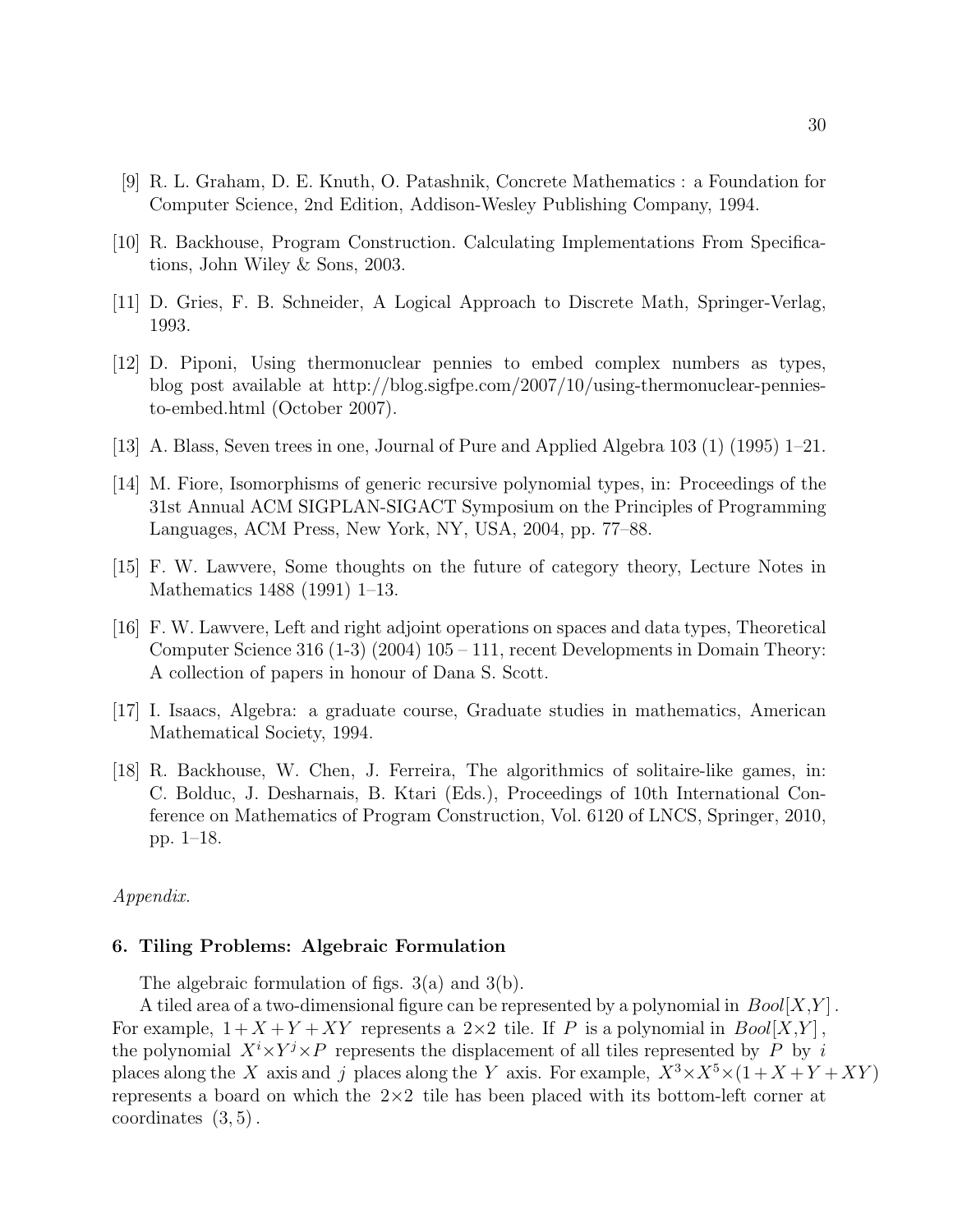[9] R. L. Graham, D. E. Knuth, O. Patashnik, Concrete Mathematics : a Foundation for Computer Science, 2nd Edition, Addison-Wesley Publishing Company, 1994.

[10] R. Backhouse, Program Construction. Calculating Implementations From Specifications, John Wiley & Sons, 2003.

[11] D. Gries, F. B. Schneider, A Logical Approach to Discrete Math, Springer-Verlag, 1993.

[12] D. Piponi, Using thermonuclear pennies to embed complex numbers as types, blog post available at http://blog.sigfpe.com/2007/10/using-thermonuclear-pennies-to-embed.html (October 2007).

[13] A. Blass, Seven trees in one, Journal of Pure and Applied Algebra 103 (1) (1995) 1–21.

[14] M. Fiore, Isomorphisms of generic recursive polynomial types, in: Proceedings of the 31st Annual ACM SIGPLAN-SIGACT Symposium on the Principles of Programming Languages, ACM Press, New York, NY, USA, 2004, pp. 77–88.

[15] F. W. Lawvere, Some thoughts on the future of category theory, Lecture Notes in Mathematics 1488 (1991) 1–13.

[16] F. W. Lawvere, Left and right adjoint operations on spaces and data types, Theoretical Computer Science 316 (1-3) (2004) 105 – 111, recent Developments in Domain Theory: A collection of papers in honour of Dana S. Scott.

[17] I. Isaacs, Algebra: a graduate course, Graduate studies in mathematics, American Mathematical Society, 1994.

[18] R. Backhouse, W. Chen, J. Ferreira, The algorithmics of solitaire-like games, in: C. Bolduc, J. Desharnais, B. Ktari (Eds.), Proceedings of 10th International Conference on Mathematics of Program Construction, Vol. 6120 of LNCS, Springer, 2010, pp. 1–18.

*Appendix.*

## 6. Tiling Problems: Algebraic Formulation

The algebraic formulation of figs. 3(a) and 3(b).

A tiled area of a two-dimensional figure can be represented by a polynomial in $Bool[X,Y]$. For example, $1+X+Y+XY$ represents a $2{\times}2$ tile. If $P$ is a polynomial in $Bool[X,Y]$, the polynomial $X^i{\times}Y^j{\times}P$ represents the displacement of all tiles represented by $P$ by $i$ places along the $X$ axis and $j$ places along the $Y$ axis. For example, $X^3{\times}X^5{\times}(1+X+Y+XY)$ represents a board on which the $2{\times}2$ tile has been placed with its bottom-left corner at coordinates $(3,5)$.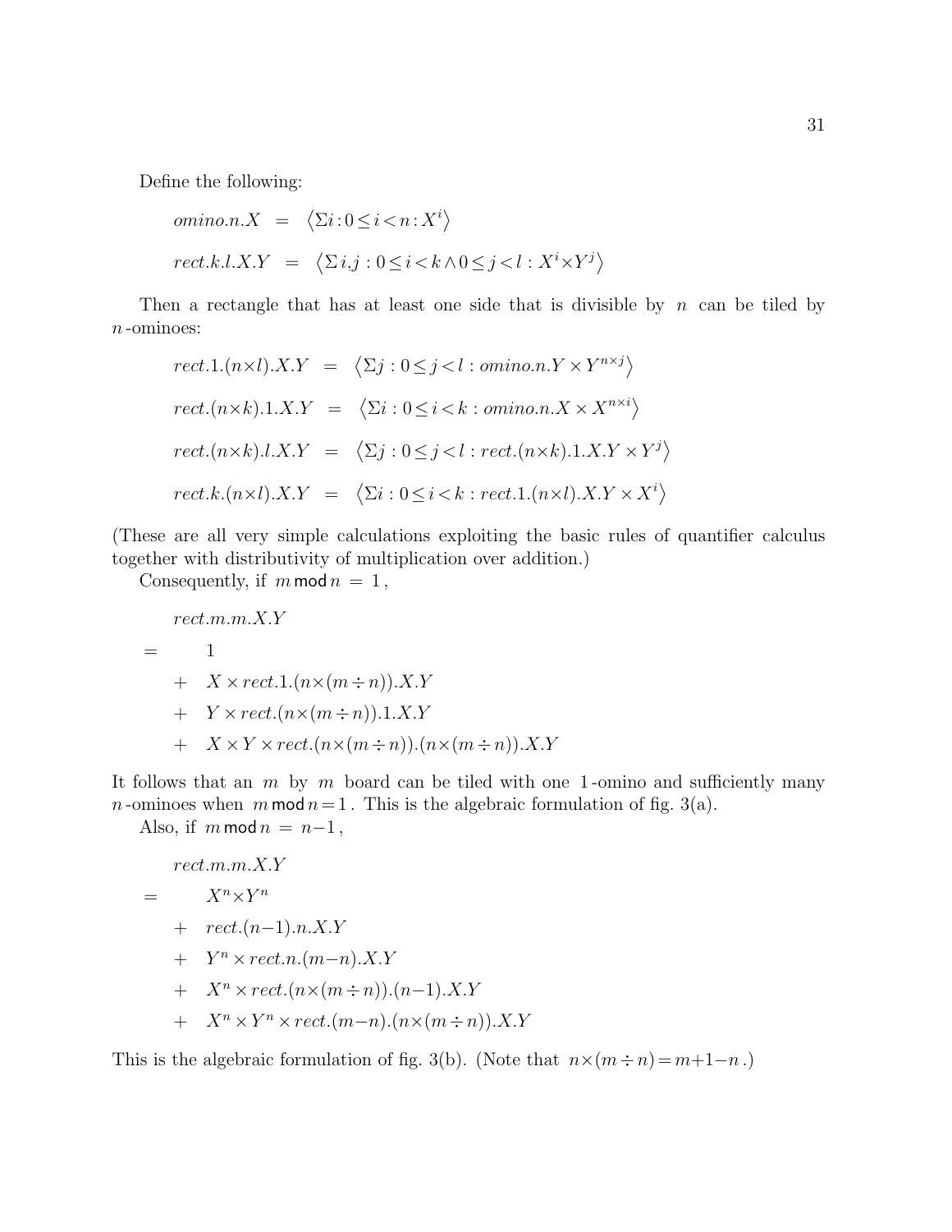Define the following:

$$omino.n.X \;=\; \langle \Sigma i : 0 \le i < n : X^i \rangle$$

$$rect.k.l.X.Y \;=\; \langle \Sigma\, i,j \,:\, 0 \le i < k \wedge 0 \le j < l \,:\, X^i \times Y^j \rangle$$

Then a rectangle that has at least one side that is divisible by $n$ can be tiled by $n$-ominoes:

$$rect.1.(n\times l).X.Y \;=\; \langle \Sigma j \,:\, 0 \le j < l \,:\, omino.n.Y \times Y^{n\times j} \rangle$$

$$rect.(n\times k).1.X.Y \;=\; \langle \Sigma i \,:\, 0 \le i < k \,:\, omino.n.X \times X^{n\times i} \rangle$$

$$rect.(n\times k).l.X.Y \;=\; \langle \Sigma j \,:\, 0 \le j < l \,:\, rect.(n\times k).1.X.Y \times Y^j \rangle$$

$$rect.k.(n\times l).X.Y \;=\; \langle \Sigma i \,:\, 0 \le i < k \,:\, rect.1.(n\times l).X.Y \times X^i \rangle$$

(These are all very simple calculations exploiting the basic rules of quantifier calculus together with distributivity of multiplication over addition.)

Consequently, if $m \bmod n \;=\; 1$,

$$
\begin{array}{ll}
 & rect.m.m.X.Y \\
= & \quad 1 \\
 & + \quad X \times rect.1.(n\times(m\div n)).X.Y \\
 & + \quad Y \times rect.(n\times(m\div n)).1.X.Y \\
 & + \quad X \times Y \times rect.(n\times(m\div n)).(n\times(m\div n)).X.Y
\end{array}
$$

It follows that an $m$ by $m$ board can be tiled with one 1-omino and sufficiently many $n$-ominoes when $m \bmod n = 1$. This is the algebraic formulation of fig. 3(a).

Also, if $m \bmod n \;=\; n-1$,

$$
\begin{array}{ll}
 & rect.m.m.X.Y \\
= & \quad X^n \times Y^n \\
 & + \quad rect.(n-1).n.X.Y \\
 & + \quad Y^n \times rect.n.(m-n).X.Y \\
 & + \quad X^n \times rect.(n\times(m\div n)).(n-1).X.Y \\
 & + \quad X^n \times Y^n \times rect.(m-n).(n\times(m\div n)).X.Y
\end{array}
$$

This is the algebraic formulation of fig. 3(b). (Note that $n\times(m\div n) = m+1-n$.)